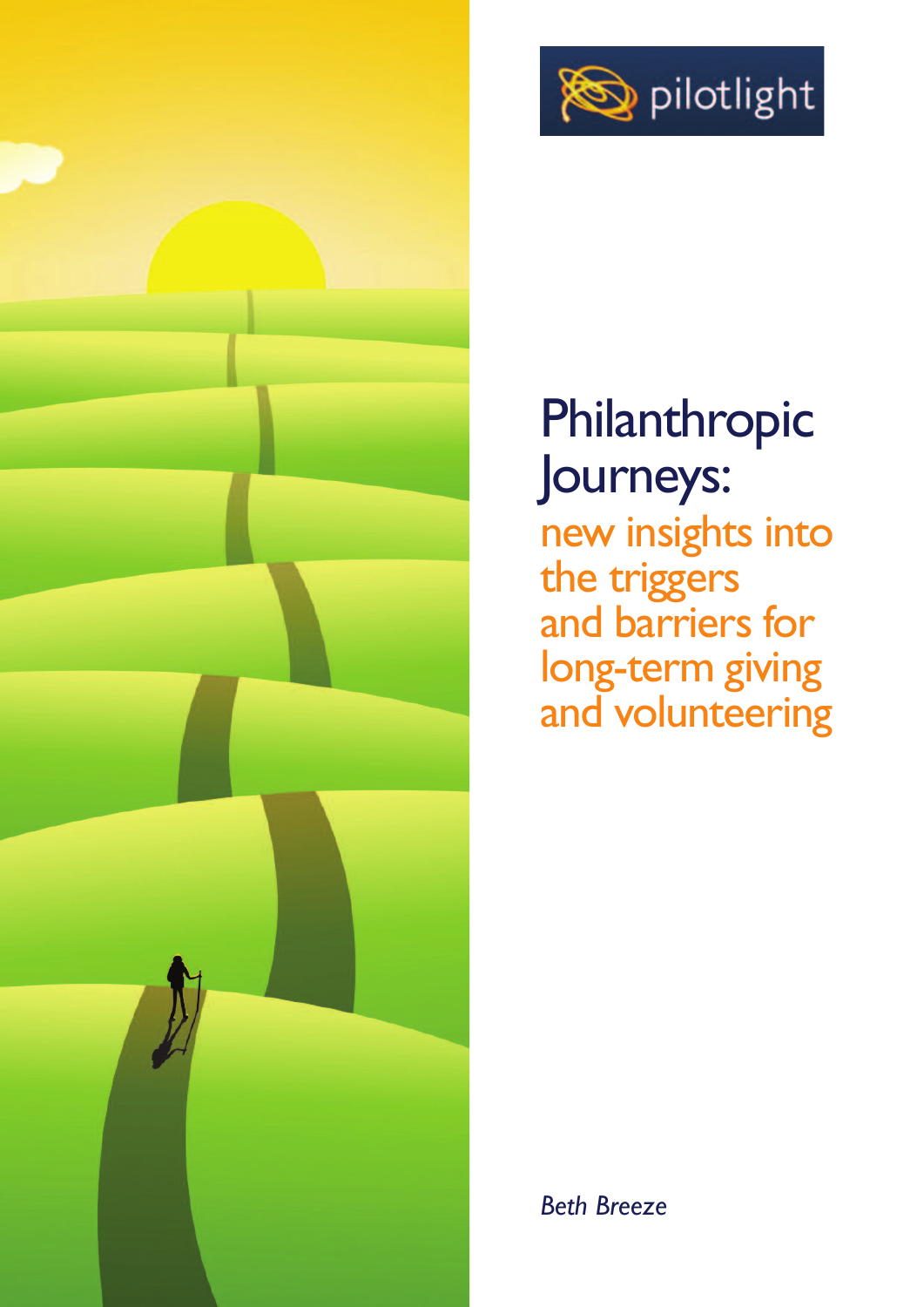pilotlight

# Philanthropic Journeys:

## new insights into the triggers and barriers for long-term giving and volunteering

*Beth Breeze*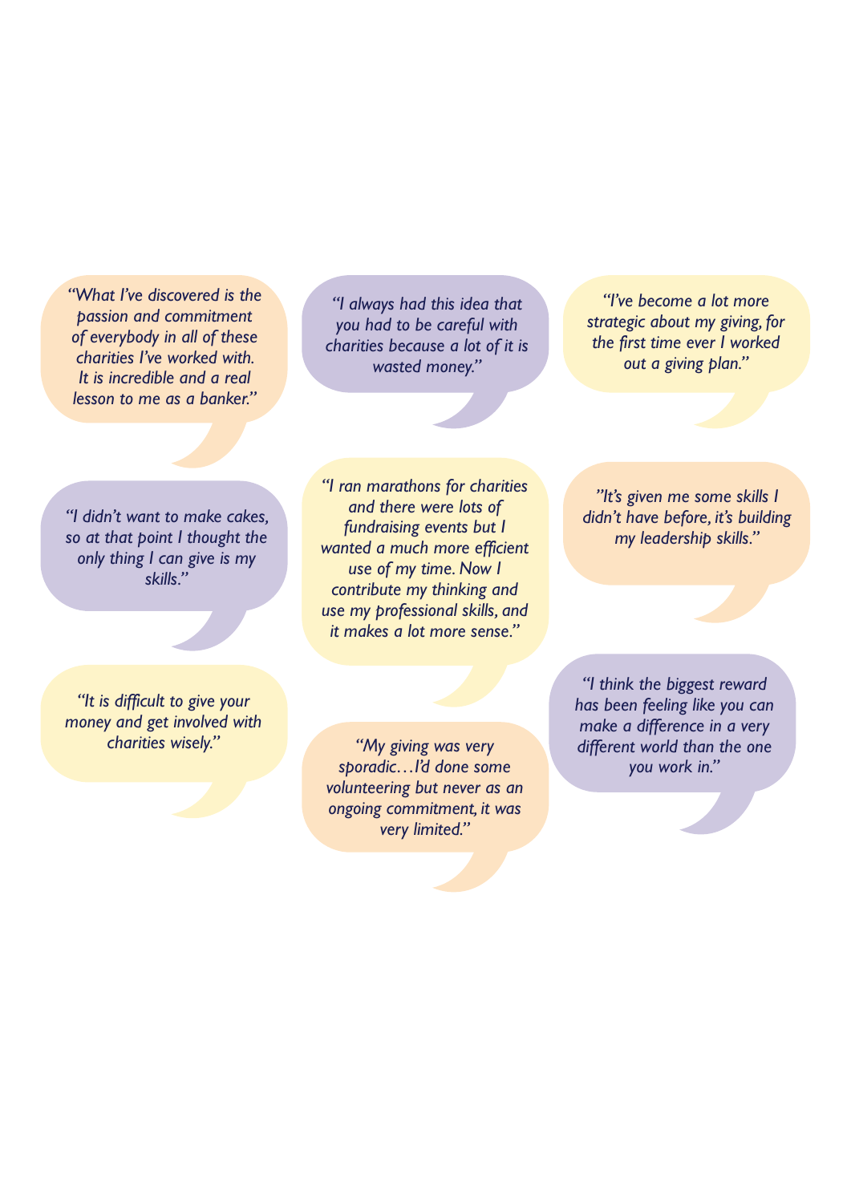*"What I've discovered is the passion and commitment of everybody in all of these charities I've worked with. It is incredible and a real lesson to me as a banker."*

*"I always had this idea that you had to be careful with charities because a lot of it is wasted money."*

*"I've become a lot more strategic about my giving, for the first time ever I worked out a giving plan."*

*"I didn't want to make cakes, so at that point I thought the only thing I can give is my skills."*

*"I ran marathons for charities and there were lots of fundraising events but I wanted a much more efficient use of my time. Now I contribute my thinking and use my professional skills, and it makes a lot more sense."*

*"It's given me some skills I didn't have before, it's building my leadership skills."*

*"It is difficult to give your money and get involved with charities wisely."*

*"My giving was very sporadic…I'd done some volunteering but never as an ongoing commitment, it was very limited."*

*"I think the biggest reward has been feeling like you can make a difference in a very different world than the one you work in."*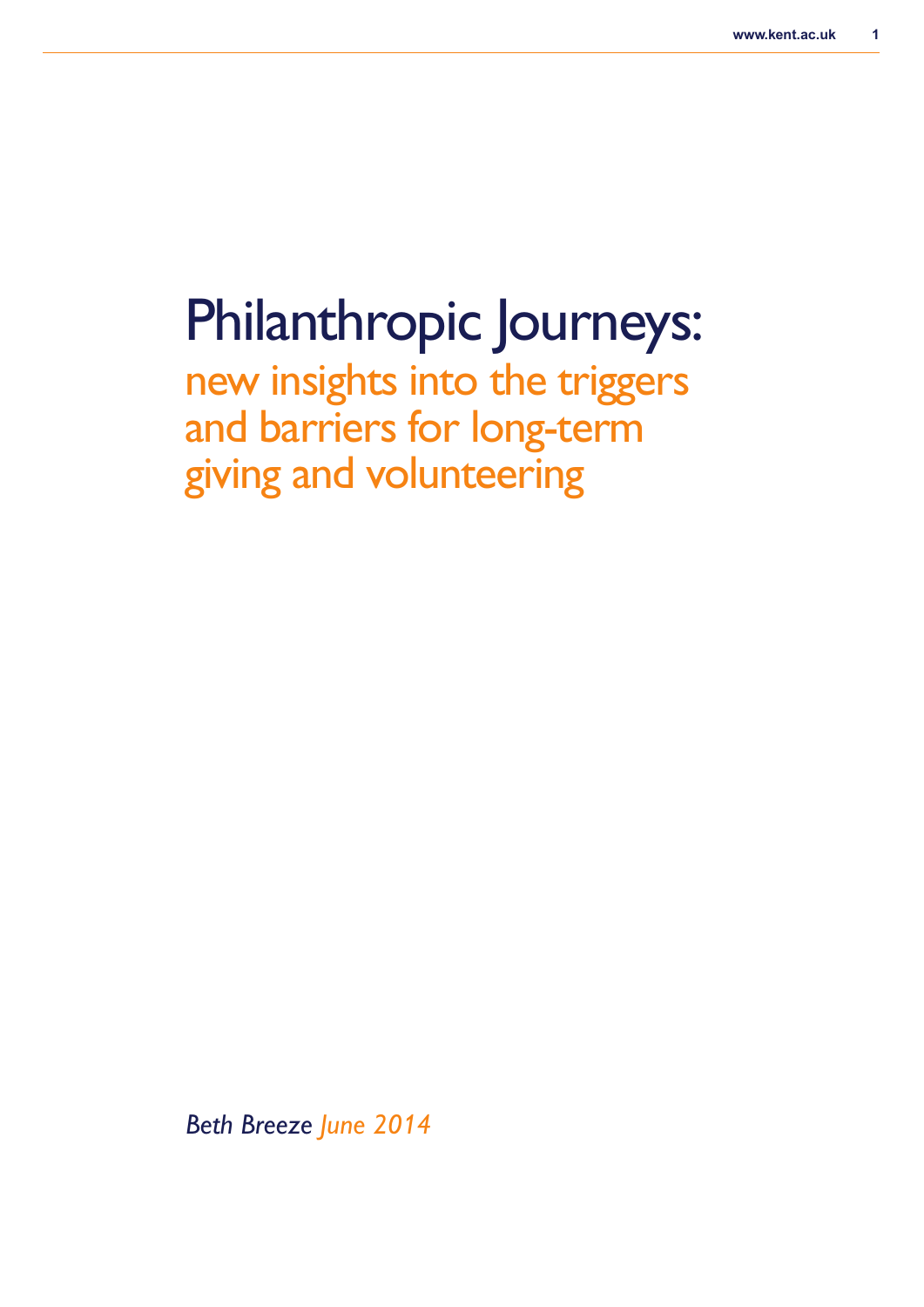# Philanthropic Journeys:

## new insights into the triggers and barriers for long-term giving and volunteering

*Beth Breeze June 2014*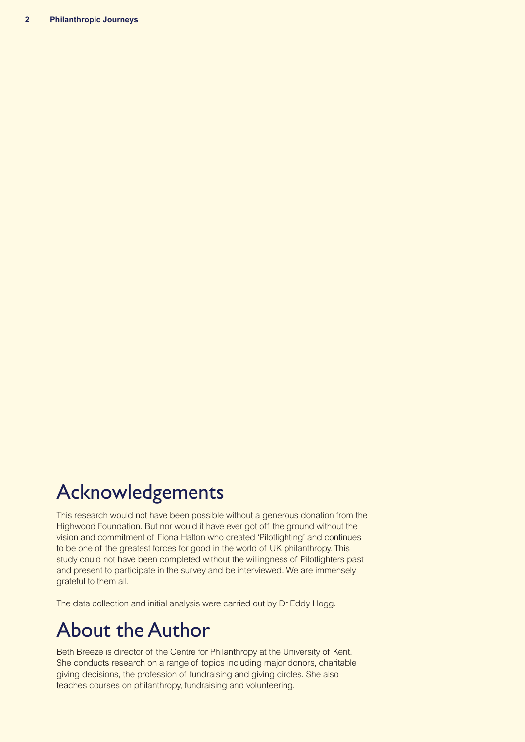# Acknowledgements

This research would not have been possible without a generous donation from the Highwood Foundation. But nor would it have ever got off the ground without the vision and commitment of Fiona Halton who created 'Pilotlighting' and continues to be one of the greatest forces for good in the world of UK philanthropy. This study could not have been completed without the willingness of Pilotlighters past and present to participate in the survey and be interviewed. We are immensely grateful to them all.

The data collection and initial analysis were carried out by Dr Eddy Hogg.

# About the Author

Beth Breeze is director of the Centre for Philanthropy at the University of Kent. She conducts research on a range of topics including major donors, charitable giving decisions, the profession of fundraising and giving circles. She also teaches courses on philanthropy, fundraising and volunteering.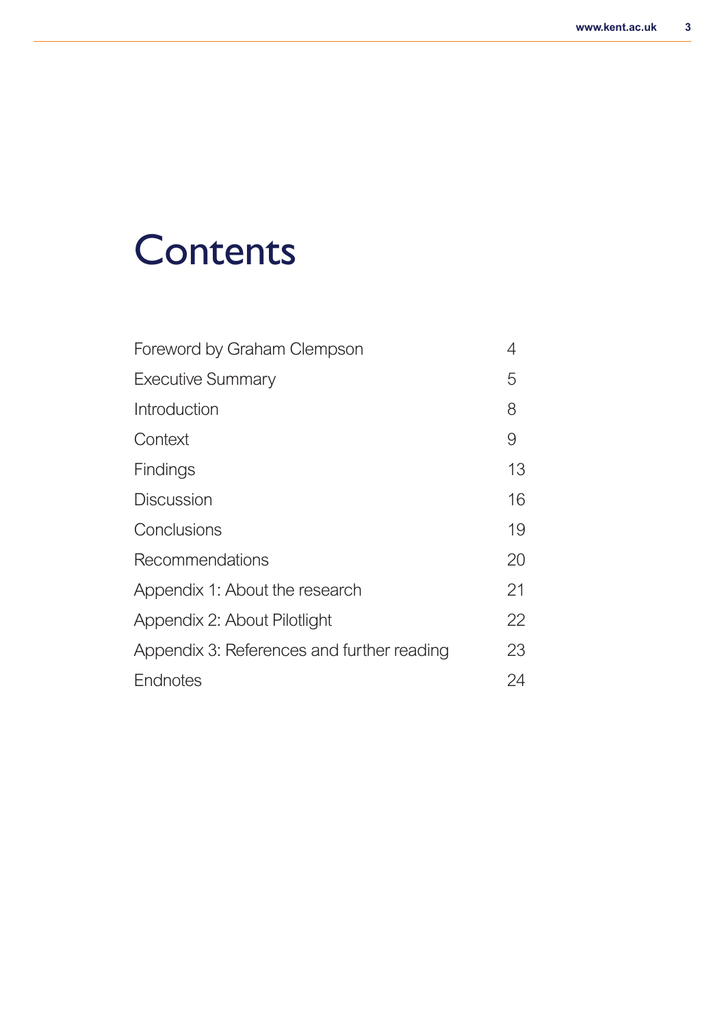# Contents

| | |
|---|---|
| Foreword by Graham Clempson | 4 |
| Executive Summary | 5 |
| Introduction | 8 |
| Context | 9 |
| Findings | 13 |
| Discussion | 16 |
| Conclusions | 19 |
| Recommendations | 20 |
| Appendix 1: About the research | 21 |
| Appendix 2: About Pilotlight | 22 |
| Appendix 3: References and further reading | 23 |
| Endnotes | 24 |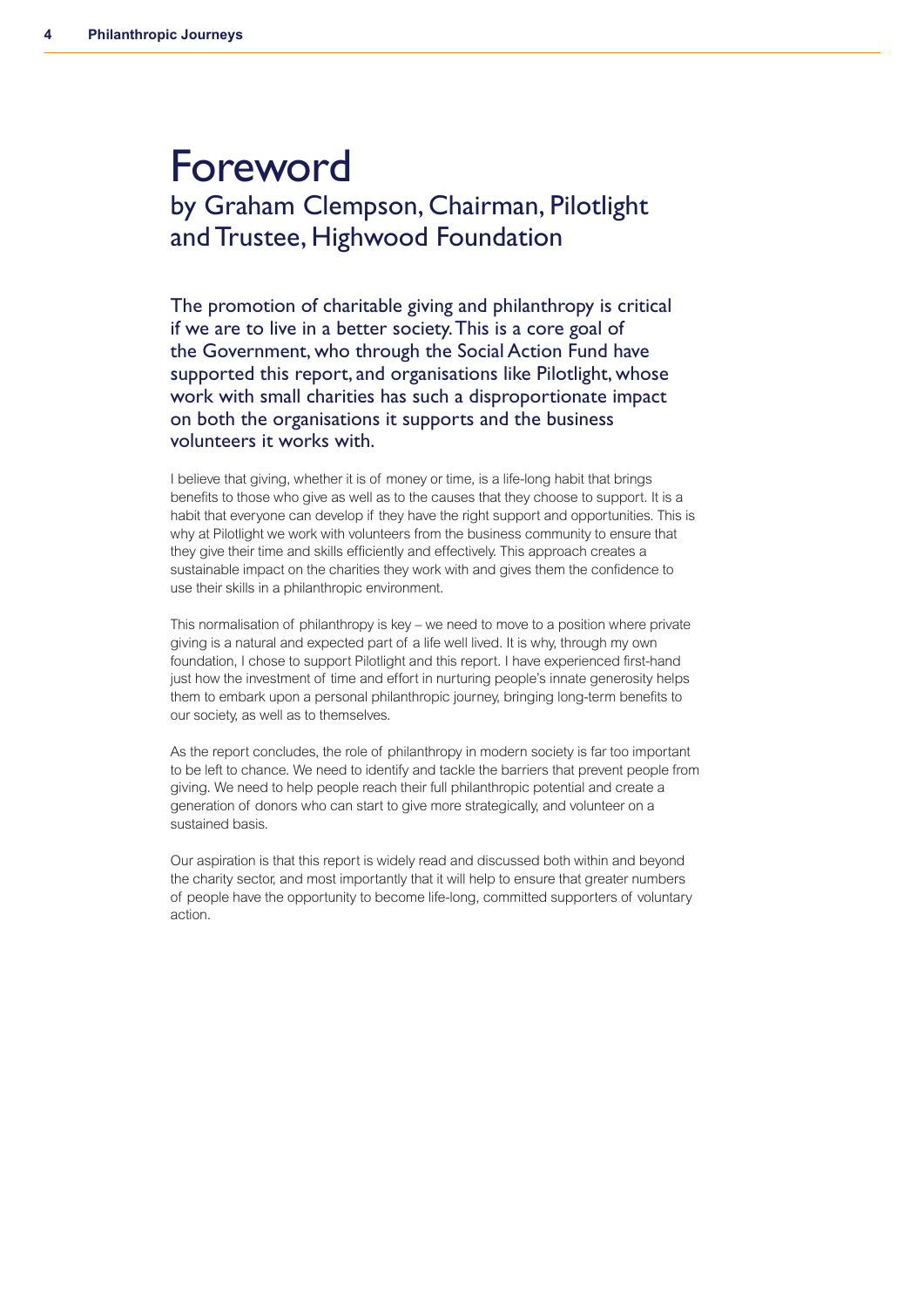# Foreword

## by Graham Clempson, Chairman, Pilotlight and Trustee, Highwood Foundation

The promotion of charitable giving and philanthropy is critical if we are to live in a better society. This is a core goal of the Government, who through the Social Action Fund have supported this report, and organisations like Pilotlight, whose work with small charities has such a disproportionate impact on both the organisations it supports and the business volunteers it works with.

I believe that giving, whether it is of money or time, is a life-long habit that brings benefits to those who give as well as to the causes that they choose to support. It is a habit that everyone can develop if they have the right support and opportunities. This is why at Pilotlight we work with volunteers from the business community to ensure that they give their time and skills efficiently and effectively. This approach creates a sustainable impact on the charities they work with and gives them the confidence to use their skills in a philanthropic environment.

This normalisation of philanthropy is key – we need to move to a position where private giving is a natural and expected part of a life well lived. It is why, through my own foundation, I chose to support Pilotlight and this report. I have experienced first-hand just how the investment of time and effort in nurturing people's innate generosity helps them to embark upon a personal philanthropic journey, bringing long-term benefits to our society, as well as to themselves.

As the report concludes, the role of philanthropy in modern society is far too important to be left to chance. We need to identify and tackle the barriers that prevent people from giving. We need to help people reach their full philanthropic potential and create a generation of donors who can start to give more strategically, and volunteer on a sustained basis.

Our aspiration is that this report is widely read and discussed both within and beyond the charity sector, and most importantly that it will help to ensure that greater numbers of people have the opportunity to become life-long, committed supporters of voluntary action.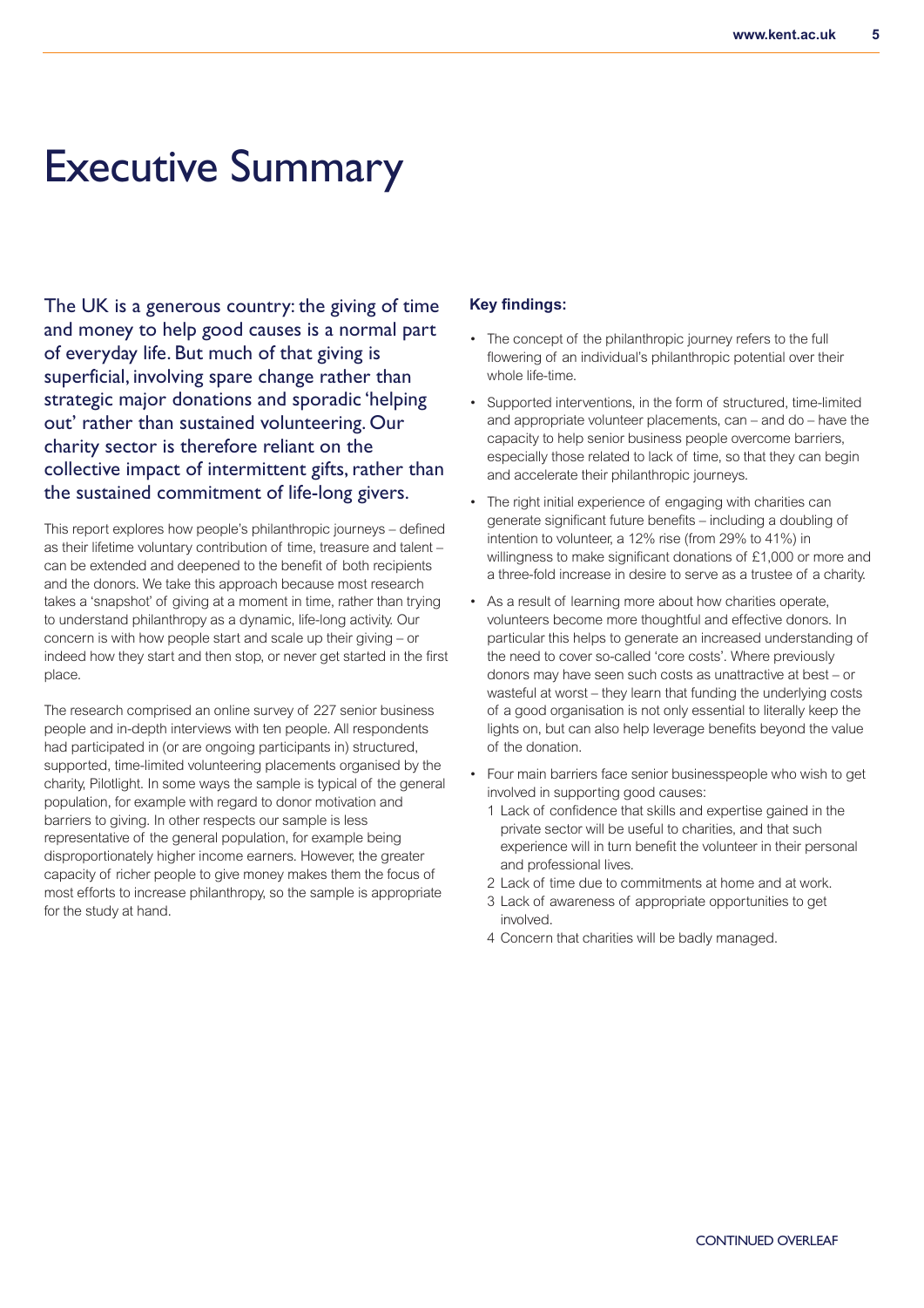# Executive Summary

The UK is a generous country: the giving of time and money to help good causes is a normal part of everyday life. But much of that giving is superficial, involving spare change rather than strategic major donations and sporadic 'helping out' rather than sustained volunteering. Our charity sector is therefore reliant on the collective impact of intermittent gifts, rather than the sustained commitment of life-long givers.

This report explores how people's philanthropic journeys – defined as their lifetime voluntary contribution of time, treasure and talent – can be extended and deepened to the benefit of both recipients and the donors. We take this approach because most research takes a 'snapshot' of giving at a moment in time, rather than trying to understand philanthropy as a dynamic, life-long activity. Our concern is with how people start and scale up their giving – or indeed how they start and then stop, or never get started in the first place.

The research comprised an online survey of 227 senior business people and in-depth interviews with ten people. All respondents had participated in (or are ongoing participants in) structured, supported, time-limited volunteering placements organised by the charity, Pilotlight. In some ways the sample is typical of the general population, for example with regard to donor motivation and barriers to giving. In other respects our sample is less representative of the general population, for example being disproportionately higher income earners. However, the greater capacity of richer people to give money makes them the focus of most efforts to increase philanthropy, so the sample is appropriate for the study at hand.

**Key findings:**

- The concept of the philanthropic journey refers to the full flowering of an individual's philanthropic potential over their whole life-time.
- Supported interventions, in the form of structured, time-limited and appropriate volunteer placements, can – and do – have the capacity to help senior business people overcome barriers, especially those related to lack of time, so that they can begin and accelerate their philanthropic journeys.
- The right initial experience of engaging with charities can generate significant future benefits – including a doubling of intention to volunteer, a 12% rise (from 29% to 41%) in willingness to make significant donations of £1,000 or more and a three-fold increase in desire to serve as a trustee of a charity.
- As a result of learning more about how charities operate, volunteers become more thoughtful and effective donors. In particular this helps to generate an increased understanding of the need to cover so-called 'core costs'. Where previously donors may have seen such costs as unattractive at best – or wasteful at worst – they learn that funding the underlying costs of a good organisation is not only essential to literally keep the lights on, but can also help leverage benefits beyond the value of the donation.
- Four main barriers face senior businesspeople who wish to get involved in supporting good causes:
  1. Lack of confidence that skills and expertise gained in the private sector will be useful to charities, and that such experience will in turn benefit the volunteer in their personal and professional lives.
  2. Lack of time due to commitments at home and at work.
  3. Lack of awareness of appropriate opportunities to get involved.
  4. Concern that charities will be badly managed.

CONTINUED OVERLEAF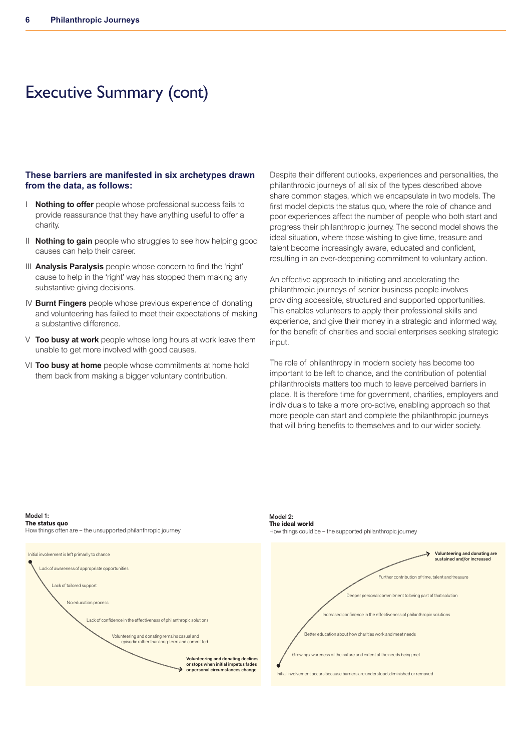# Executive Summary (cont)

**These barriers are manifested in six archetypes drawn from the data, as follows:**

I **Nothing to offer** people whose professional success fails to provide reassurance that they have anything useful to offer a charity.

II **Nothing to gain** people who struggles to see how helping good causes can help their career.

III **Analysis Paralysis** people whose concern to find the 'right' cause to help in the 'right' way has stopped them making any substantive giving decisions.

IV **Burnt Fingers** people whose previous experience of donating and volunteering has failed to meet their expectations of making a substantive difference.

V **Too busy at work** people whose long hours at work leave them unable to get more involved with good causes.

VI **Too busy at home** people whose commitments at home hold them back from making a bigger voluntary contribution.

Despite their different outlooks, experiences and personalities, the philanthropic journeys of all six of the types described above share common stages, which we encapsulate in two models. The first model depicts the status quo, where the role of chance and poor experiences affect the number of people who both start and progress their philanthropic journey. The second model shows the ideal situation, where those wishing to give time, treasure and talent become increasingly aware, educated and confident, resulting in an ever-deepening commitment to voluntary action.

An effective approach to initiating and accelerating the philanthropic journeys of senior business people involves providing accessible, structured and supported opportunities. This enables volunteers to apply their professional skills and experience, and give their money in a strategic and informed way, for the benefit of charities and social enterprises seeking strategic input.

The role of philanthropy in modern society has become too important to be left to chance, and the contribution of potential philanthropists matters too much to leave perceived barriers in place. It is therefore time for government, charities, employers and individuals to take a more pro-active, enabling approach so that more people can start and complete the philanthropic journeys that will bring benefits to themselves and to our wider society.

**Model 1:**
**The status quo**
How things often are – the unsupported philanthropic journey

- Initial involvement is left primarily to chance
- Lack of awareness of appropriate opportunities
- Lack of tailored support
- No education process
- Lack of confidence in the effectiveness of philanthropic solutions
- Volunteering and donating remains casual and episodic rather than long-term and committed
- **Volunteering and donating declines or stops when initial impetus fades or personal circumstances change**

**Model 2:**
**The ideal world**
How things could be – the supported philanthropic journey

- Initial involvement occurs because barriers are understood, diminished or removed
- Growing awareness of the nature and extent of the needs being met
- Better education about how charities work and meet needs
- Increased confidence in the effectiveness of philanthropic solutions
- Deeper personal commitment to being part of that solution
- Further contribution of time, talent and treasure
- **Volunteering and donating are sustained and/or increased**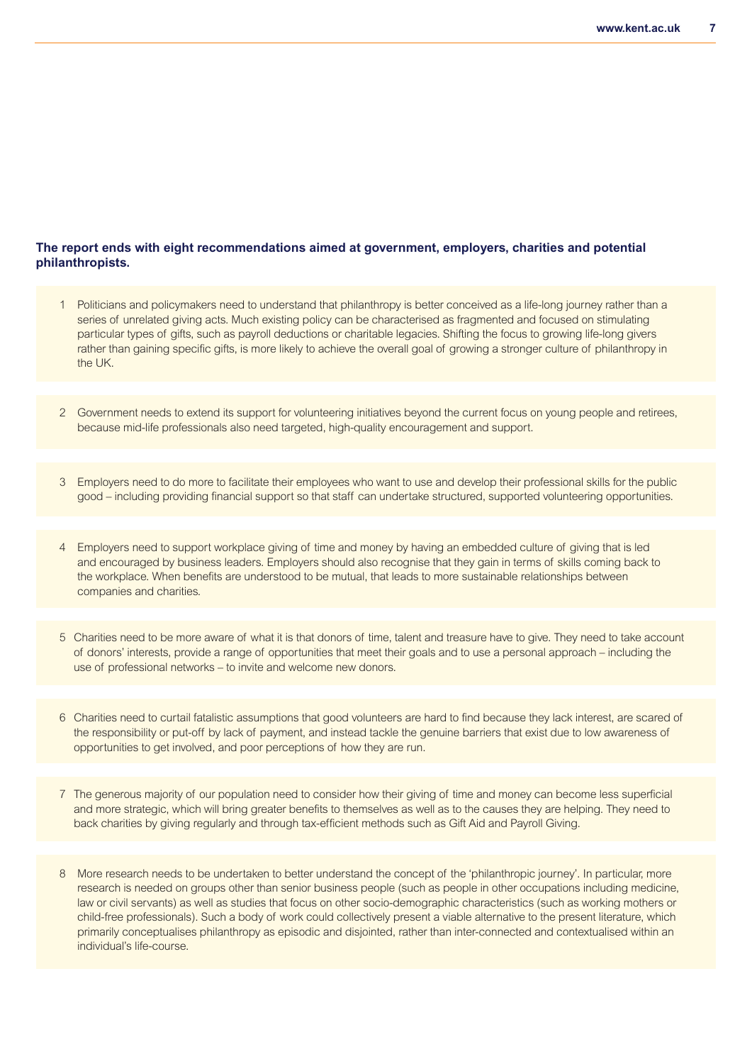**The report ends with eight recommendations aimed at government, employers, charities and potential philanthropists.**

1. Politicians and policymakers need to understand that philanthropy is better conceived as a life-long journey rather than a series of unrelated giving acts. Much existing policy can be characterised as fragmented and focused on stimulating particular types of gifts, such as payroll deductions or charitable legacies. Shifting the focus to growing life-long givers rather than gaining specific gifts, is more likely to achieve the overall goal of growing a stronger culture of philanthropy in the UK.

2. Government needs to extend its support for volunteering initiatives beyond the current focus on young people and retirees, because mid-life professionals also need targeted, high-quality encouragement and support.

3. Employers need to do more to facilitate their employees who want to use and develop their professional skills for the public good – including providing financial support so that staff can undertake structured, supported volunteering opportunities.

4. Employers need to support workplace giving of time and money by having an embedded culture of giving that is led and encouraged by business leaders. Employers should also recognise that they gain in terms of skills coming back to the workplace. When benefits are understood to be mutual, that leads to more sustainable relationships between companies and charities.

5. Charities need to be more aware of what it is that donors of time, talent and treasure have to give. They need to take account of donors' interests, provide a range of opportunities that meet their goals and to use a personal approach – including the use of professional networks – to invite and welcome new donors.

6. Charities need to curtail fatalistic assumptions that good volunteers are hard to find because they lack interest, are scared of the responsibility or put-off by lack of payment, and instead tackle the genuine barriers that exist due to low awareness of opportunities to get involved, and poor perceptions of how they are run.

7. The generous majority of our population need to consider how their giving of time and money can become less superficial and more strategic, which will bring greater benefits to themselves as well as to the causes they are helping. They need to back charities by giving regularly and through tax-efficient methods such as Gift Aid and Payroll Giving.

8. More research needs to be undertaken to better understand the concept of the 'philanthropic journey'. In particular, more research is needed on groups other than senior business people (such as people in other occupations including medicine, law or civil servants) as well as studies that focus on other socio-demographic characteristics (such as working mothers or child-free professionals). Such a body of work could collectively present a viable alternative to the present literature, which primarily conceptualises philanthropy as episodic and disjointed, rather than inter-connected and contextualised within an individual's life-course.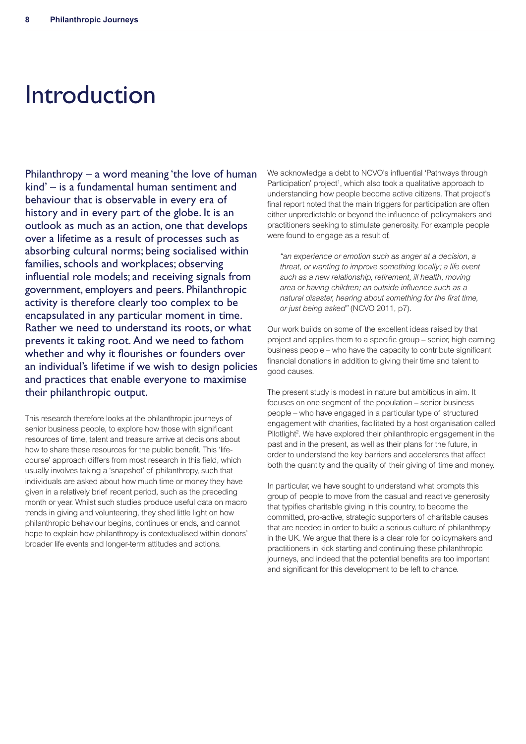# Introduction

Philanthropy – a word meaning 'the love of human kind' – is a fundamental human sentiment and behaviour that is observable in every era of history and in every part of the globe. It is an outlook as much as an action, one that develops over a lifetime as a result of processes such as absorbing cultural norms; being socialised within families, schools and workplaces; observing influential role models; and receiving signals from government, employers and peers. Philanthropic activity is therefore clearly too complex to be encapsulated in any particular moment in time. Rather we need to understand its roots, or what prevents it taking root. And we need to fathom whether and why it flourishes or founders over an individual's lifetime if we wish to design policies and practices that enable everyone to maximise their philanthropic output.

This research therefore looks at the philanthropic journeys of senior business people, to explore how those with significant resources of time, talent and treasure arrive at decisions about how to share these resources for the public benefit. This 'life-course' approach differs from most research in this field, which usually involves taking a 'snapshot' of philanthropy, such that individuals are asked about how much time or money they have given in a relatively brief recent period, such as the preceding month or year. Whilst such studies produce useful data on macro trends in giving and volunteering, they shed little light on how philanthropic behaviour begins, continues or ends, and cannot hope to explain how philanthropy is contextualised within donors' broader life events and longer-term attitudes and actions.

We acknowledge a debt to NCVO's influential 'Pathways through Participation' project[1], which also took a qualitative approach to understanding how people become active citizens. That project's final report noted that the main triggers for participation are often either unpredictable or beyond the influence of policymakers and practitioners seeking to stimulate generosity. For example people were found to engage as a result of,

> *"an experience or emotion such as anger at a decision, a threat, or wanting to improve something locally; a life event such as a new relationship, retirement, ill health, moving area or having children; an outside influence such as a natural disaster, hearing about something for the first time, or just being asked"* (NCVO 2011, p7).

Our work builds on some of the excellent ideas raised by that project and applies them to a specific group – senior, high earning business people – who have the capacity to contribute significant financial donations in addition to giving their time and talent to good causes.

The present study is modest in nature but ambitious in aim. It focuses on one segment of the population – senior business people – who have engaged in a particular type of structured engagement with charities, facilitated by a host organisation called Pilotlight[2]. We have explored their philanthropic engagement in the past and in the present, as well as their plans for the future, in order to understand the key barriers and accelerants that affect both the quantity and the quality of their giving of time and money.

In particular, we have sought to understand what prompts this group of people to move from the casual and reactive generosity that typifies charitable giving in this country, to become the committed, pro-active, strategic supporters of charitable causes that are needed in order to build a serious culture of philanthropy in the UK. We argue that there is a clear role for policymakers and practitioners in kick starting and continuing these philanthropic journeys, and indeed that the potential benefits are too important and significant for this development to be left to chance.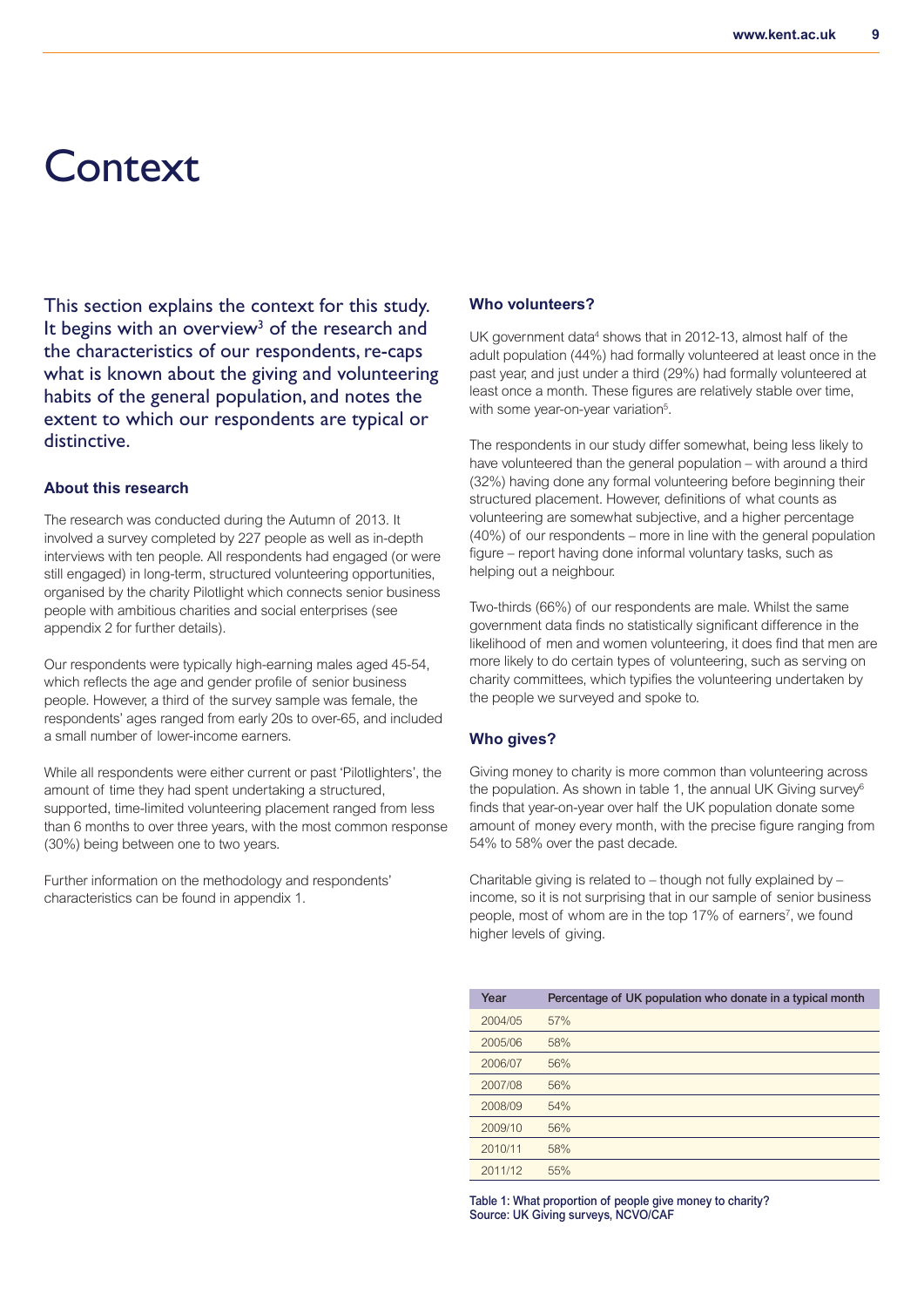# Context

This section explains the context for this study. It begins with an overview[3] of the research and the characteristics of our respondents, re-caps what is known about the giving and volunteering habits of the general population, and notes the extent to which our respondents are typical or distinctive.

### About this research

The research was conducted during the Autumn of 2013. It involved a survey completed by 227 people as well as in-depth interviews with ten people. All respondents had engaged (or were still engaged) in long-term, structured volunteering opportunities, organised by the charity Pilotlight which connects senior business people with ambitious charities and social enterprises (see appendix 2 for further details).

Our respondents were typically high-earning males aged 45-54, which reflects the age and gender profile of senior business people. However, a third of the survey sample was female, the respondents' ages ranged from early 20s to over-65, and included a small number of lower-income earners.

While all respondents were either current or past 'Pilotlighters', the amount of time they had spent undertaking a structured, supported, time-limited volunteering placement ranged from less than 6 months to over three years, with the most common response (30%) being between one to two years.

Further information on the methodology and respondents' characteristics can be found in appendix 1.

### Who volunteers?

UK government data[4] shows that in 2012-13, almost half of the adult population (44%) had formally volunteered at least once in the past year, and just under a third (29%) had formally volunteered at least once a month. These figures are relatively stable over time, with some year-on-year variation[5].

The respondents in our study differ somewhat, being less likely to have volunteered than the general population – with around a third (32%) having done any formal volunteering before beginning their structured placement. However, definitions of what counts as volunteering are somewhat subjective, and a higher percentage (40%) of our respondents – more in line with the general population figure – report having done informal voluntary tasks, such as helping out a neighbour.

Two-thirds (66%) of our respondents are male. Whilst the same government data finds no statistically significant difference in the likelihood of men and women volunteering, it does find that men are more likely to do certain types of volunteering, such as serving on charity committees, which typifies the volunteering undertaken by the people we surveyed and spoke to.

### Who gives?

Giving money to charity is more common than volunteering across the population. As shown in table 1, the annual UK Giving survey[6] finds that year-on-year over half the UK population donate some amount of money every month, with the precise figure ranging from 54% to 58% over the past decade.

Charitable giving is related to – though not fully explained by – income, so it is not surprising that in our sample of senior business people, most of whom are in the top 17% of earners[7], we found higher levels of giving.

| Year | Percentage of UK population who donate in a typical month |
|---|---|
| 2004/05 | 57% |
| 2005/06 | 58% |
| 2006/07 | 56% |
| 2007/08 | 56% |
| 2008/09 | 54% |
| 2009/10 | 56% |
| 2010/11 | 58% |
| 2011/12 | 55% |

**Table 1: What proportion of people give money to charity?**
**Source: UK Giving surveys, NCVO/CAF**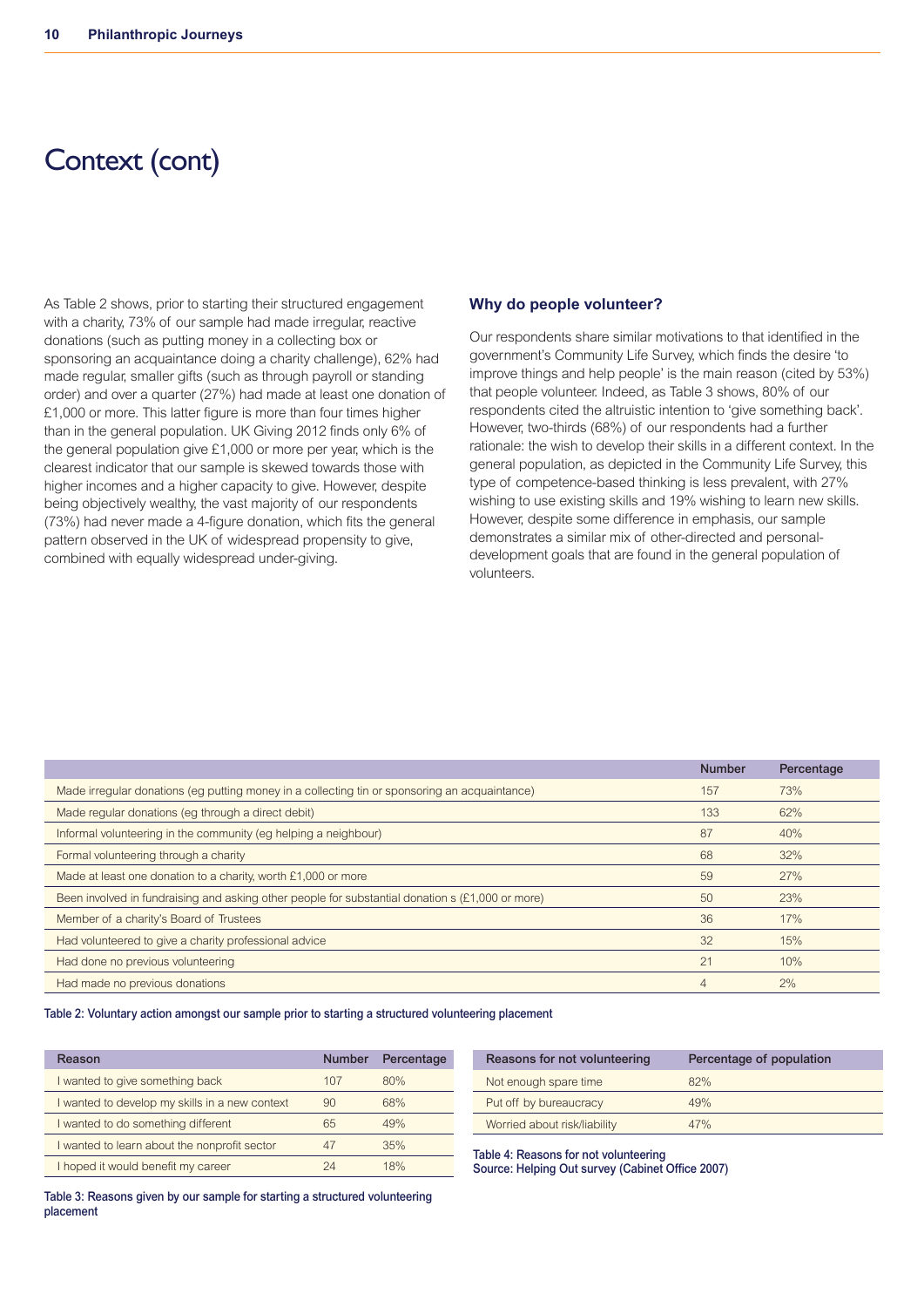# Context (cont)

As Table 2 shows, prior to starting their structured engagement with a charity, 73% of our sample had made irregular, reactive donations (such as putting money in a collecting box or sponsoring an acquaintance doing a charity challenge), 62% had made regular, smaller gifts (such as through payroll or standing order) and over a quarter (27%) had made at least one donation of £1,000 or more. This latter figure is more than four times higher than in the general population. UK Giving 2012 finds only 6% of the general population give £1,000 or more per year, which is the clearest indicator that our sample is skewed towards those with higher incomes and a higher capacity to give. However, despite being objectively wealthy, the vast majority of our respondents (73%) had never made a 4-figure donation, which fits the general pattern observed in the UK of widespread propensity to give, combined with equally widespread under-giving.

### Why do people volunteer?

Our respondents share similar motivations to that identified in the government's Community Life Survey, which finds the desire 'to improve things and help people' is the main reason (cited by 53%) that people volunteer. Indeed, as Table 3 shows, 80% of our respondents cited the altruistic intention to 'give something back'. However, two-thirds (68%) of our respondents had a further rationale: the wish to develop their skills in a different context. In the general population, as depicted in the Community Life Survey, this type of competence-based thinking is less prevalent, with 27% wishing to use existing skills and 19% wishing to learn new skills. However, despite some difference in emphasis, our sample demonstrates a similar mix of other-directed and personal-development goals that are found in the general population of volunteers.

| | Number | Percentage |
|---|---|---|
| Made irregular donations (eg putting money in a collecting tin or sponsoring an acquaintance) | 157 | 73% |
| Made regular donations (eg through a direct debit) | 133 | 62% |
| Informal volunteering in the community (eg helping a neighbour) | 87 | 40% |
| Formal volunteering through a charity | 68 | 32% |
| Made at least one donation to a charity, worth £1,000 or more | 59 | 27% |
| Been involved in fundraising and asking other people for substantial donation s (£1,000 or more) | 50 | 23% |
| Member of a charity's Board of Trustees | 36 | 17% |
| Had volunteered to give a charity professional advice | 32 | 15% |
| Had done no previous volunteering | 21 | 10% |
| Had made no previous donations | 4 | 2% |

**Table 2: Voluntary action amongst our sample prior to starting a structured volunteering placement**

| Reason | Number | Percentage |
|---|---|---|
| I wanted to give something back | 107 | 80% |
| I wanted to develop my skills in a new context | 90 | 68% |
| I wanted to do something different | 65 | 49% |
| I wanted to learn about the nonprofit sector | 47 | 35% |
| I hoped it would benefit my career | 24 | 18% |

**Table 3: Reasons given by our sample for starting a structured volunteering placement**

| Reasons for not volunteering | Percentage of population |
|---|---|
| Not enough spare time | 82% |
| Put off by bureaucracy | 49% |
| Worried about risk/liability | 47% |

**Table 4: Reasons for not volunteering**
**Source: Helping Out survey (Cabinet Office 2007)**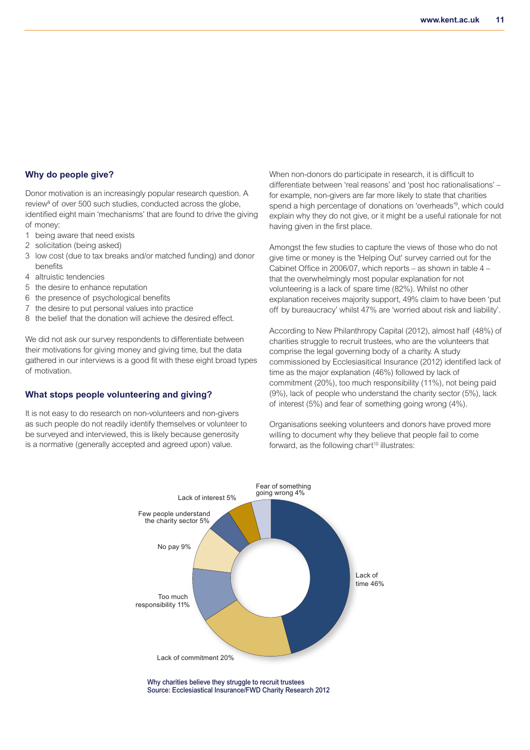## Why do people give?

Donor motivation is an increasingly popular research question. A review[8] of over 500 such studies, conducted across the globe, identified eight main 'mechanisms' that are found to drive the giving of money:

1. being aware that need exists
2. solicitation (being asked)
3. low cost (due to tax breaks and/or matched funding) and donor benefits
4. altruistic tendencies
5. the desire to enhance reputation
6. the presence of psychological benefits
7. the desire to put personal values into practice
8. the belief that the donation will achieve the desired effect.

We did not ask our survey respondents to differentiate between their motivations for giving money and giving time, but the data gathered in our interviews is a good fit with these eight broad types of motivation.

## What stops people volunteering and giving?

It is not easy to do research on non-volunteers and non-givers as such people do not readily identify themselves or volunteer to be surveyed and interviewed, this is likely because generosity is a normative (generally accepted and agreed upon) value.

When non-donors do participate in research, it is difficult to differentiate between 'real reasons' and 'post hoc rationalisations' – for example, non-givers are far more likely to state that charities spend a high percentage of donations on 'overheads'[9], which could explain why they do not give, or it might be a useful rationale for not having given in the first place.

Amongst the few studies to capture the views of those who do not give time or money is the 'Helping Out' survey carried out for the Cabinet Office in 2006/07, which reports – as shown in table 4 – that the overwhelmingly most popular explanation for not volunteering is a lack of spare time (82%). Whilst no other explanation receives majority support, 49% claim to have been 'put off by bureaucracy' whilst 47% are 'worried about risk and liability'.

According to New Philanthropy Capital (2012), almost half (48%) of charities struggle to recruit trustees, who are the volunteers that comprise the legal governing body of a charity. A study commissioned by Ecclesiasitical Insurance (2012) identified lack of time as the major explanation (46%) followed by lack of commitment (20%), too much responsibility (11%), not being paid (9%), lack of people who understand the charity sector (5%), lack of interest (5%) and fear of something going wrong (4%).

Organisations seeking volunteers and donors have proved more willing to document why they believe that people fail to come forward, as the following chart[10] illustrates:

| Reason | % |
|---|---|
| Lack of time | 46% |
| Lack of commitment | 20% |
| Too much responsibility | 11% |
| No pay | 9% |
| Few people understand the charity sector | 5% |
| Lack of interest | 5% |
| Fear of something going wrong | 4% |

Why charities believe they struggle to recruit trustees
Source: Ecclesiastical Insurance/FWD Charity Research 2012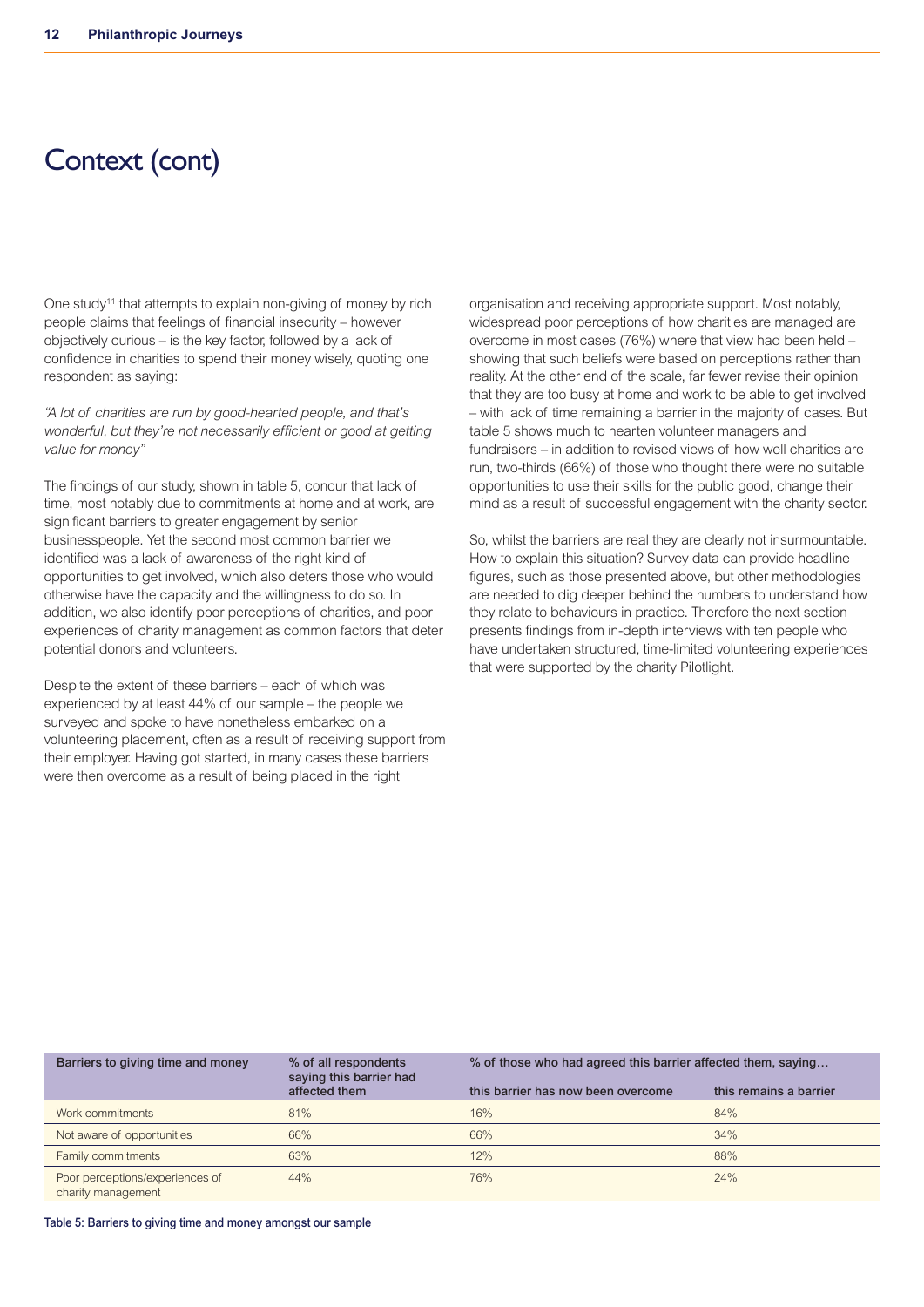# Context (cont)

One study[11] that attempts to explain non-giving of money by rich people claims that feelings of financial insecurity – however objectively curious – is the key factor, followed by a lack of confidence in charities to spend their money wisely, quoting one respondent as saying:

*"A lot of charities are run by good-hearted people, and that's wonderful, but they're not necessarily efficient or good at getting value for money"*

The findings of our study, shown in table 5, concur that lack of time, most notably due to commitments at home and at work, are significant barriers to greater engagement by senior businesspeople. Yet the second most common barrier we identified was a lack of awareness of the right kind of opportunities to get involved, which also deters those who would otherwise have the capacity and the willingness to do so. In addition, we also identify poor perceptions of charities, and poor experiences of charity management as common factors that deter potential donors and volunteers.

Despite the extent of these barriers – each of which was experienced by at least 44% of our sample – the people we surveyed and spoke to have nonetheless embarked on a volunteering placement, often as a result of receiving support from their employer. Having got started, in many cases these barriers were then overcome as a result of being placed in the right organisation and receiving appropriate support. Most notably, widespread poor perceptions of how charities are managed are overcome in most cases (76%) where that view had been held – showing that such beliefs were based on perceptions rather than reality. At the other end of the scale, far fewer revise their opinion that they are too busy at home and work to be able to get involved – with lack of time remaining a barrier in the majority of cases. But table 5 shows much to hearten volunteer managers and fundraisers – in addition to revised views of how well charities are run, two-thirds (66%) of those who thought there were no suitable opportunities to use their skills for the public good, change their mind as a result of successful engagement with the charity sector.

So, whilst the barriers are real they are clearly not insurmountable. How to explain this situation? Survey data can provide headline figures, such as those presented above, but other methodologies are needed to dig deeper behind the numbers to understand how they relate to behaviours in practice. Therefore the next section presents findings from in-depth interviews with ten people who have undertaken structured, time-limited volunteering experiences that were supported by the charity Pilotlight.

| Barriers to giving time and money | % of all respondents saying this barrier had affected them | % of those who had agreed this barrier affected them, saying… | |
|---|---|---|---|
| | | this barrier has now been overcome | this remains a barrier |
| Work commitments | 81% | 16% | 84% |
| Not aware of opportunities | 66% | 66% | 34% |
| Family commitments | 63% | 12% | 88% |
| Poor perceptions/experiences of charity management | 44% | 76% | 24% |

Table 5: Barriers to giving time and money amongst our sample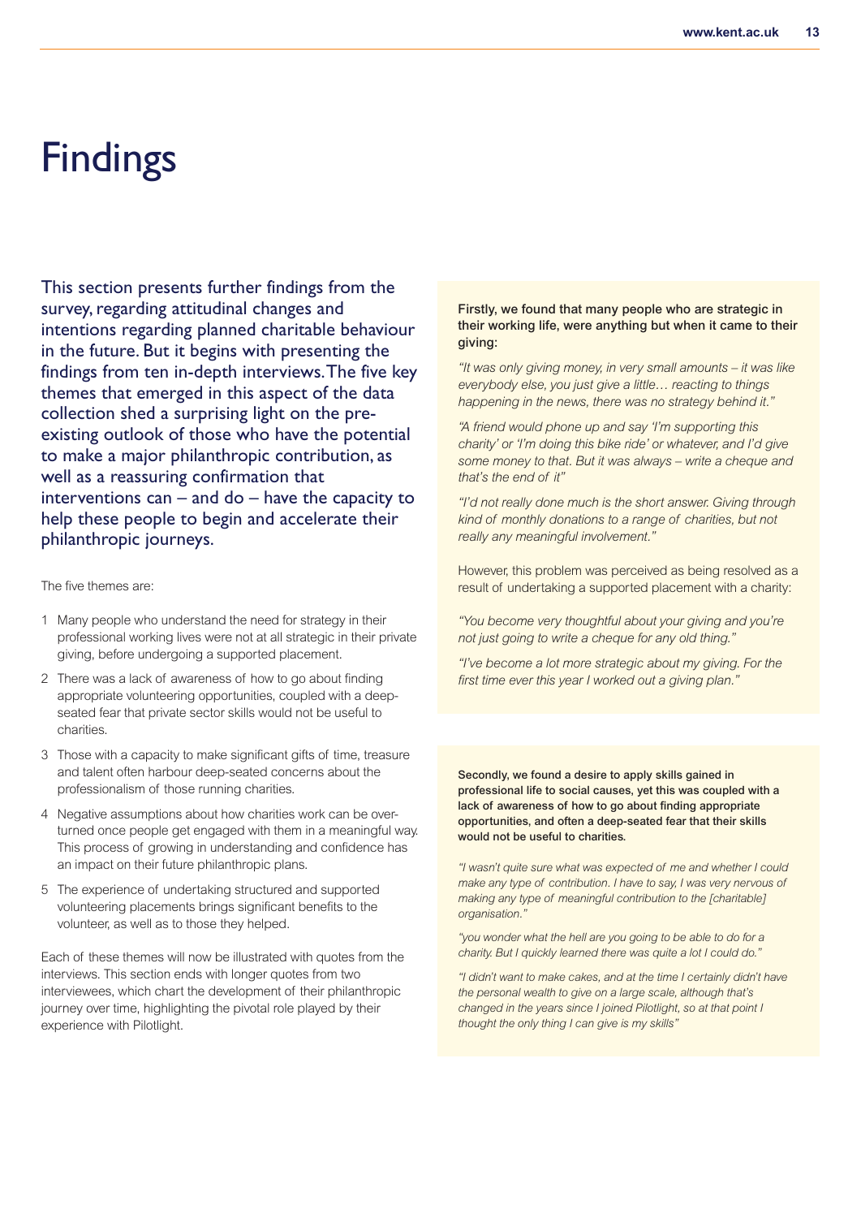# Findings

This section presents further findings from the survey, regarding attitudinal changes and intentions regarding planned charitable behaviour in the future. But it begins with presenting the findings from ten in-depth interviews. The five key themes that emerged in this aspect of the data collection shed a surprising light on the pre-existing outlook of those who have the potential to make a major philanthropic contribution, as well as a reassuring confirmation that interventions can – and do – have the capacity to help these people to begin and accelerate their philanthropic journeys.

The five themes are:

1. Many people who understand the need for strategy in their professional working lives were not at all strategic in their private giving, before undergoing a supported placement.
2. There was a lack of awareness of how to go about finding appropriate volunteering opportunities, coupled with a deep-seated fear that private sector skills would not be useful to charities.
3. Those with a capacity to make significant gifts of time, treasure and talent often harbour deep-seated concerns about the professionalism of those running charities.
4. Negative assumptions about how charities work can be over-turned once people get engaged with them in a meaningful way. This process of growing in understanding and confidence has an impact on their future philanthropic plans.
5. The experience of undertaking structured and supported volunteering placements brings significant benefits to the volunteer, as well as to those they helped.

Each of these themes will now be illustrated with quotes from the interviews. This section ends with longer quotes from two interviewees, which chart the development of their philanthropic journey over time, highlighting the pivotal role played by their experience with Pilotlight.

**Firstly, we found that many people who are strategic in their working life, were anything but when it came to their giving:**

*"It was only giving money, in very small amounts – it was like everybody else, you just give a little… reacting to things happening in the news, there was no strategy behind it."*

*"A friend would phone up and say 'I'm supporting this charity' or 'I'm doing this bike ride' or whatever, and I'd give some money to that. But it was always – write a cheque and that's the end of it"*

*"I'd not really done much is the short answer. Giving through kind of monthly donations to a range of charities, but not really any meaningful involvement."*

However, this problem was perceived as being resolved as a result of undertaking a supported placement with a charity:

*"You become very thoughtful about your giving and you're not just going to write a cheque for any old thing."*

*"I've become a lot more strategic about my giving. For the first time ever this year I worked out a giving plan."*

**Secondly, we found a desire to apply skills gained in professional life to social causes, yet this was coupled with a lack of awareness of how to go about finding appropriate opportunities, and often a deep-seated fear that their skills would not be useful to charities.**

*"I wasn't quite sure what was expected of me and whether I could make any type of contribution. I have to say, I was very nervous of making any type of meaningful contribution to the [charitable] organisation."*

*"you wonder what the hell are you going to be able to do for a charity. But I quickly learned there was quite a lot I could do."*

*"I didn't want to make cakes, and at the time I certainly didn't have the personal wealth to give on a large scale, although that's changed in the years since I joined Pilotlight, so at that point I thought the only thing I can give is my skills"*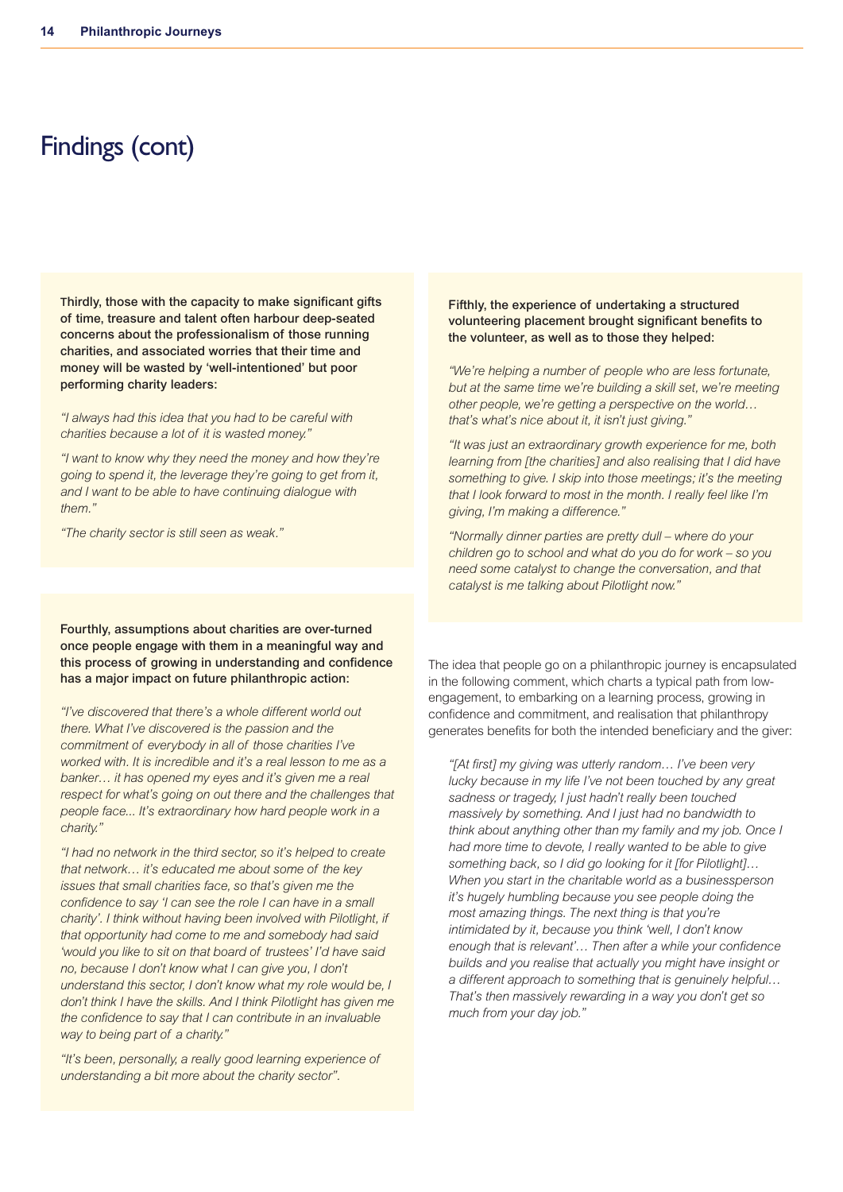# Findings (cont)

**Thirdly, those with the capacity to make significant gifts of time, treasure and talent often harbour deep-seated concerns about the professionalism of those running charities, and associated worries that their time and money will be wasted by 'well-intentioned' but poor performing charity leaders:**

*"I always had this idea that you had to be careful with charities because a lot of it is wasted money."*

*"I want to know why they need the money and how they're going to spend it, the leverage they're going to get from it, and I want to be able to have continuing dialogue with them."*

*"The charity sector is still seen as weak."*

**Fourthly, assumptions about charities are over-turned once people engage with them in a meaningful way and this process of growing in understanding and confidence has a major impact on future philanthropic action:**

*"I've discovered that there's a whole different world out there. What I've discovered is the passion and the commitment of everybody in all of those charities I've worked with. It is incredible and it's a real lesson to me as a banker… it has opened my eyes and it's given me a real respect for what's going on out there and the challenges that people face... It's extraordinary how hard people work in a charity."*

*"I had no network in the third sector, so it's helped to create that network… it's educated me about some of the key issues that small charities face, so that's given me the confidence to say 'I can see the role I can have in a small charity'. I think without having been involved with Pilotlight, if that opportunity had come to me and somebody had said 'would you like to sit on that board of trustees' I'd have said no, because I don't know what I can give you, I don't understand this sector, I don't know what my role would be, I don't think I have the skills. And I think Pilotlight has given me the confidence to say that I can contribute in an invaluable way to being part of a charity."*

*"It's been, personally, a really good learning experience of understanding a bit more about the charity sector".*

**Fifthly, the experience of undertaking a structured volunteering placement brought significant benefits to the volunteer, as well as to those they helped:**

*"We're helping a number of people who are less fortunate, but at the same time we're building a skill set, we're meeting other people, we're getting a perspective on the world… that's what's nice about it, it isn't just giving."*

*"It was just an extraordinary growth experience for me, both learning from [the charities] and also realising that I did have something to give. I skip into those meetings; it's the meeting that I look forward to most in the month. I really feel like I'm giving, I'm making a difference."*

*"Normally dinner parties are pretty dull – where do your children go to school and what do you do for work – so you need some catalyst to change the conversation, and that catalyst is me talking about Pilotlight now."*

The idea that people go on a philanthropic journey is encapsulated in the following comment, which charts a typical path from low-engagement, to embarking on a learning process, growing in confidence and commitment, and realisation that philanthropy generates benefits for both the intended beneficiary and the giver:

> *"[At first] my giving was utterly random… I've been very lucky because in my life I've not been touched by any great sadness or tragedy, I just hadn't really been touched massively by something. And I just had no bandwidth to think about anything other than my family and my job. Once I had more time to devote, I really wanted to be able to give something back, so I did go looking for it [for Pilotlight]… When you start in the charitable world as a businessperson it's hugely humbling because you see people doing the most amazing things. The next thing is that you're intimidated by it, because you think 'well, I don't know enough that is relevant'… Then after a while your confidence builds and you realise that actually you might have insight or a different approach to something that is genuinely helpful… That's then massively rewarding in a way you don't get so much from your day job."*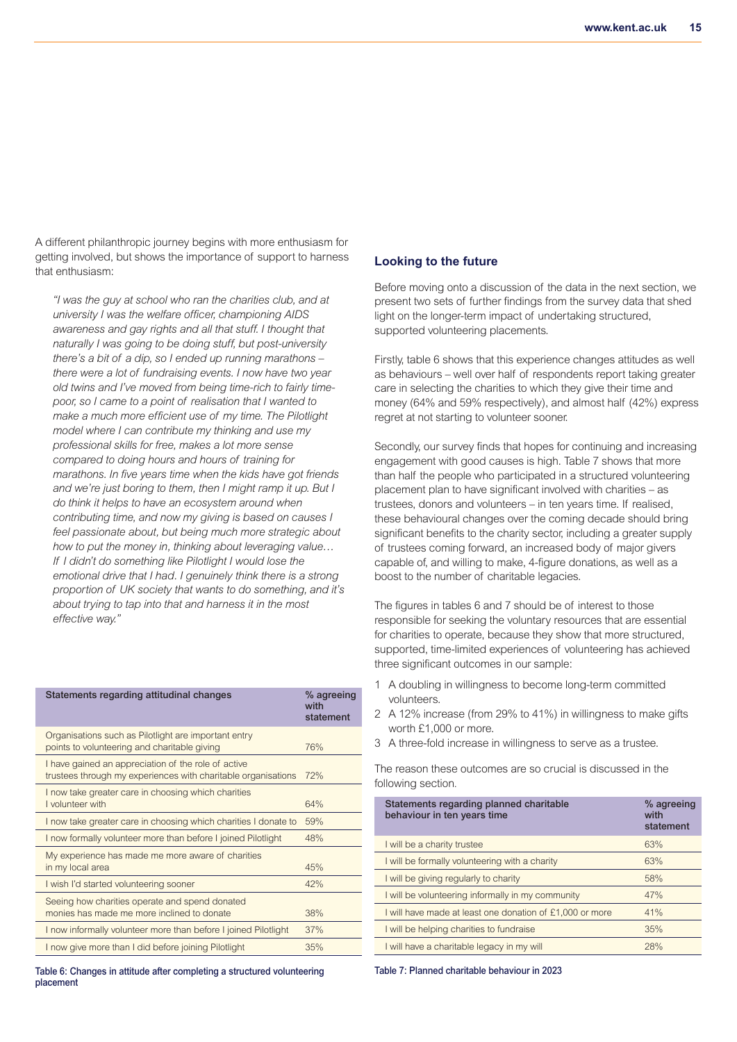A different philanthropic journey begins with more enthusiasm for getting involved, but shows the importance of support to harness that enthusiasm:

*"I was the guy at school who ran the charities club, and at university I was the welfare officer, championing AIDS awareness and gay rights and all that stuff. I thought that naturally I was going to be doing stuff, but post-university there's a bit of a dip, so I ended up running marathons – there were a lot of fundraising events. I now have two year old twins and I've moved from being time-rich to fairly time-poor, so I came to a point of realisation that I wanted to make a much more efficient use of my time. The Pilotlight model where I can contribute my thinking and use my professional skills for free, makes a lot more sense compared to doing hours and hours of training for marathons. In five years time when the kids have got friends and we're just boring to them, then I might ramp it up. But I do think it helps to have an ecosystem around when contributing time, and now my giving is based on causes I feel passionate about, but being much more strategic about how to put the money in, thinking about leveraging value… If I didn't do something like Pilotlight I would lose the emotional drive that I had. I genuinely think there is a strong proportion of UK society that wants to do something, and it's about trying to tap into that and harness it in the most effective way."*

| Statements regarding attitudinal changes | % agreeing with statement |
|---|---|
| Organisations such as Pilotlight are important entry points to volunteering and charitable giving | 76% |
| I have gained an appreciation of the role of active trustees through my experiences with charitable organisations | 72% |
| I now take greater care in choosing which charities I volunteer with | 64% |
| I now take greater care in choosing which charities I donate to | 59% |
| I now formally volunteer more than before I joined Pilotlight | 48% |
| My experience has made me more aware of charities in my local area | 45% |
| I wish I'd started volunteering sooner | 42% |
| Seeing how charities operate and spend donated monies has made me more inclined to donate | 38% |
| I now informally volunteer more than before I joined Pilotlight | 37% |
| I now give more than I did before joining Pilotlight | 35% |

**Table 6: Changes in attitude after completing a structured volunteering placement**

## Looking to the future

Before moving onto a discussion of the data in the next section, we present two sets of further findings from the survey data that shed light on the longer-term impact of undertaking structured, supported volunteering placements.

Firstly, table 6 shows that this experience changes attitudes as well as behaviours – well over half of respondents report taking greater care in selecting the charities to which they give their time and money (64% and 59% respectively), and almost half (42%) express regret at not starting to volunteer sooner.

Secondly, our survey finds that hopes for continuing and increasing engagement with good causes is high. Table 7 shows that more than half the people who participated in a structured volunteering placement plan to have significant involved with charities – as trustees, donors and volunteers – in ten years time. If realised, these behavioural changes over the coming decade should bring significant benefits to the charity sector, including a greater supply of trustees coming forward, an increased body of major givers capable of, and willing to make, 4-figure donations, as well as a boost to the number of charitable legacies.

The figures in tables 6 and 7 should be of interest to those responsible for seeking the voluntary resources that are essential for charities to operate, because they show that more structured, supported, time-limited experiences of volunteering has achieved three significant outcomes in our sample:

1. A doubling in willingness to become long-term committed volunteers.
2. A 12% increase (from 29% to 41%) in willingness to make gifts worth £1,000 or more.
3. A three-fold increase in willingness to serve as a trustee.

The reason these outcomes are so crucial is discussed in the following section.

| Statements regarding planned charitable behaviour in ten years time | % agreeing with statement |
|---|---|
| I will be a charity trustee | 63% |
| I will be formally volunteering with a charity | 63% |
| I will be giving regularly to charity | 58% |
| I will be volunteering informally in my community | 47% |
| I will have made at least one donation of £1,000 or more | 41% |
| I will be helping charities to fundraise | 35% |
| I will have a charitable legacy in my will | 28% |

**Table 7: Planned charitable behaviour in 2023**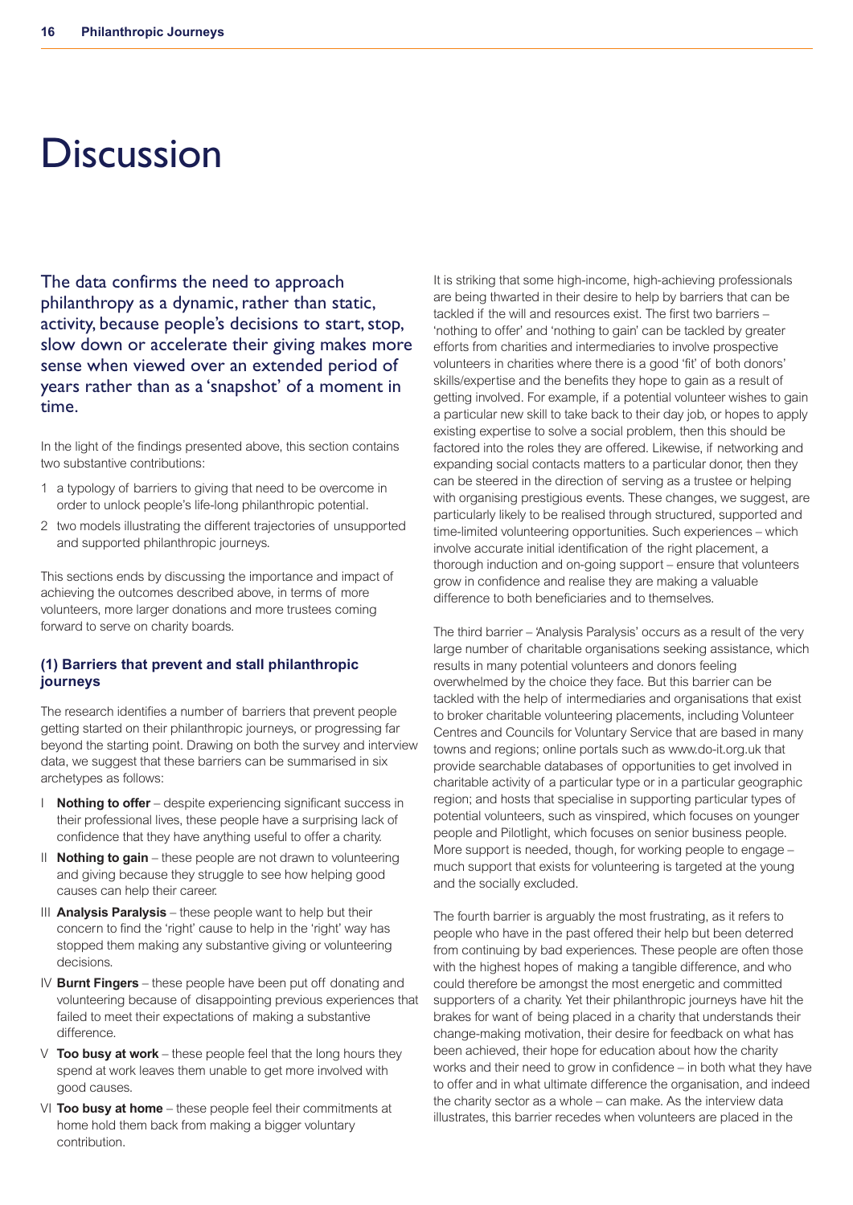# Discussion

The data confirms the need to approach philanthropy as a dynamic, rather than static, activity, because people's decisions to start, stop, slow down or accelerate their giving makes more sense when viewed over an extended period of years rather than as a 'snapshot' of a moment in time.

In the light of the findings presented above, this section contains two substantive contributions:

1. a typology of barriers to giving that need to be overcome in order to unlock people's life-long philanthropic potential.
2. two models illustrating the different trajectories of unsupported and supported philanthropic journeys.

This sections ends by discussing the importance and impact of achieving the outcomes described above, in terms of more volunteers, more larger donations and more trustees coming forward to serve on charity boards.

### (1) Barriers that prevent and stall philanthropic journeys

The research identifies a number of barriers that prevent people getting started on their philanthropic journeys, or progressing far beyond the starting point. Drawing on both the survey and interview data, we suggest that these barriers can be summarised in six archetypes as follows:

- I **Nothing to offer** – despite experiencing significant success in their professional lives, these people have a surprising lack of confidence that they have anything useful to offer a charity.
- II **Nothing to gain** – these people are not drawn to volunteering and giving because they struggle to see how helping good causes can help their career.
- III **Analysis Paralysis** – these people want to help but their concern to find the 'right' cause to help in the 'right' way has stopped them making any substantive giving or volunteering decisions.
- IV **Burnt Fingers** – these people have been put off donating and volunteering because of disappointing previous experiences that failed to meet their expectations of making a substantive difference.
- V **Too busy at work** – these people feel that the long hours they spend at work leaves them unable to get more involved with good causes.
- VI **Too busy at home** – these people feel their commitments at home hold them back from making a bigger voluntary contribution.

It is striking that some high-income, high-achieving professionals are being thwarted in their desire to help by barriers that can be tackled if the will and resources exist. The first two barriers – 'nothing to offer' and 'nothing to gain' can be tackled by greater efforts from charities and intermediaries to involve prospective volunteers in charities where there is a good 'fit' of both donors' skills/expertise and the benefits they hope to gain as a result of getting involved. For example, if a potential volunteer wishes to gain a particular new skill to take back to their day job, or hopes to apply existing expertise to solve a social problem, then this should be factored into the roles they are offered. Likewise, if networking and expanding social contacts matters to a particular donor, then they can be steered in the direction of serving as a trustee or helping with organising prestigious events. These changes, we suggest, are particularly likely to be realised through structured, supported and time-limited volunteering opportunities. Such experiences – which involve accurate initial identification of the right placement, a thorough induction and on-going support – ensure that volunteers grow in confidence and realise they are making a valuable difference to both beneficiaries and to themselves.

The third barrier – 'Analysis Paralysis' occurs as a result of the very large number of charitable organisations seeking assistance, which results in many potential volunteers and donors feeling overwhelmed by the choice they face. But this barrier can be tackled with the help of intermediaries and organisations that exist to broker charitable volunteering placements, including Volunteer Centres and Councils for Voluntary Service that are based in many towns and regions; online portals such as www.do-it.org.uk that provide searchable databases of opportunities to get involved in charitable activity of a particular type or in a particular geographic region; and hosts that specialise in supporting particular types of potential volunteers, such as vinspired, which focuses on younger people and Pilotlight, which focuses on senior business people. More support is needed, though, for working people to engage – much support that exists for volunteering is targeted at the young and the socially excluded.

The fourth barrier is arguably the most frustrating, as it refers to people who have in the past offered their help but been deterred from continuing by bad experiences. These people are often those with the highest hopes of making a tangible difference, and who could therefore be amongst the most energetic and committed supporters of a charity. Yet their philanthropic journeys have hit the brakes for want of being placed in a charity that understands their change-making motivation, their desire for feedback on what has been achieved, their hope for education about how the charity works and their need to grow in confidence – in both what they have to offer and in what ultimate difference the organisation, and indeed the charity sector as a whole – can make. As the interview data illustrates, this barrier recedes when volunteers are placed in the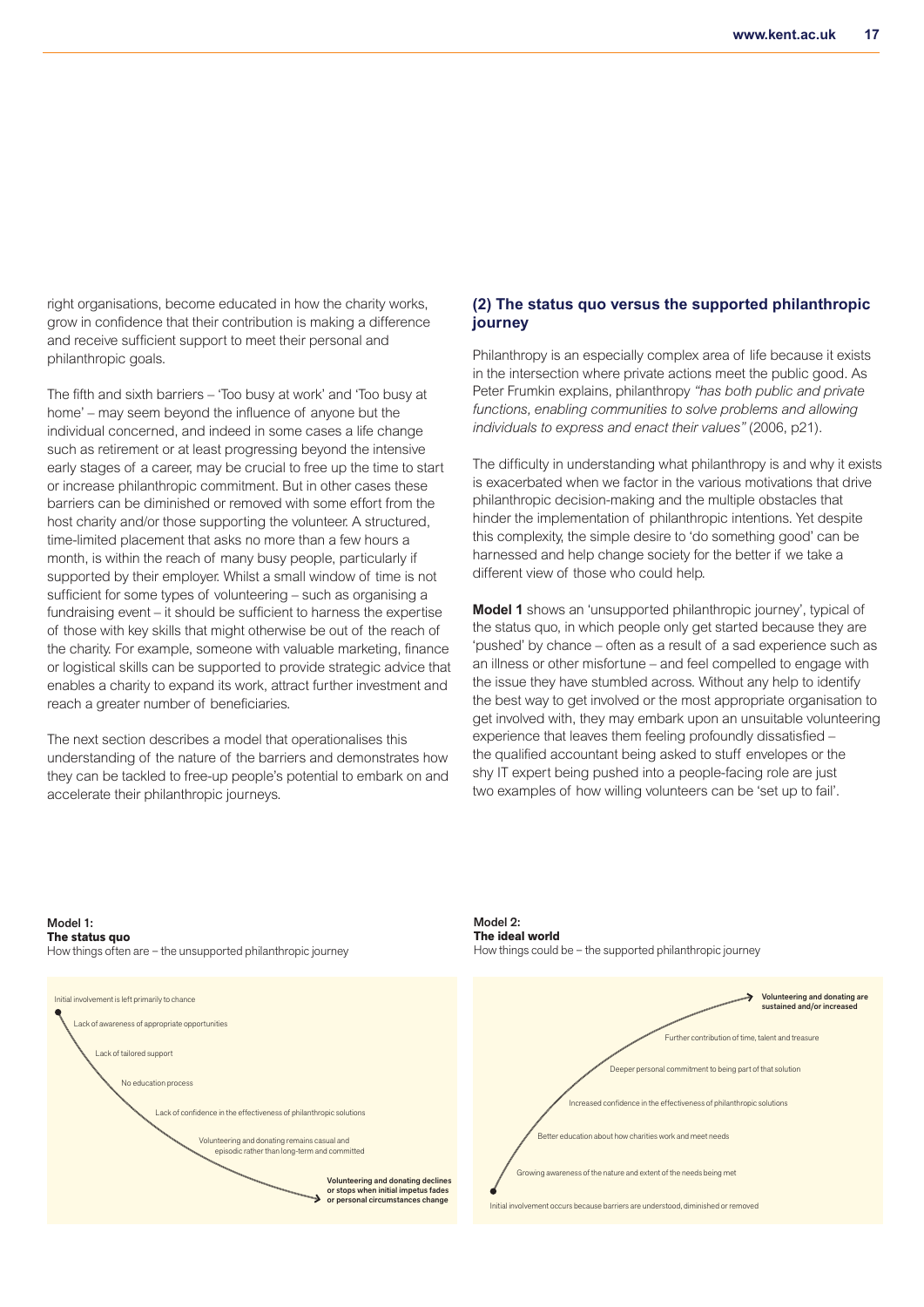right organisations, become educated in how the charity works, grow in confidence that their contribution is making a difference and receive sufficient support to meet their personal and philanthropic goals.

The fifth and sixth barriers – 'Too busy at work' and 'Too busy at home' – may seem beyond the influence of anyone but the individual concerned, and indeed in some cases a life change such as retirement or at least progressing beyond the intensive early stages of a career, may be crucial to free up the time to start or increase philanthropic commitment. But in other cases these barriers can be diminished or removed with some effort from the host charity and/or those supporting the volunteer. A structured, time-limited placement that asks no more than a few hours a month, is within the reach of many busy people, particularly if supported by their employer. Whilst a small window of time is not sufficient for some types of volunteering – such as organising a fundraising event – it should be sufficient to harness the expertise of those with key skills that might otherwise be out of the reach of the charity. For example, someone with valuable marketing, finance or logistical skills can be supported to provide strategic advice that enables a charity to expand its work, attract further investment and reach a greater number of beneficiaries.

The next section describes a model that operationalises this understanding of the nature of the barriers and demonstrates how they can be tackled to free-up people's potential to embark on and accelerate their philanthropic journeys.

## (2) The status quo versus the supported philanthropic journey

Philanthropy is an especially complex area of life because it exists in the intersection where private actions meet the public good. As Peter Frumkin explains, philanthropy *"has both public and private functions, enabling communities to solve problems and allowing individuals to express and enact their values"* (2006, p21).

The difficulty in understanding what philanthropy is and why it exists is exacerbated when we factor in the various motivations that drive philanthropic decision-making and the multiple obstacles that hinder the implementation of philanthropic intentions. Yet despite this complexity, the simple desire to 'do something good' can be harnessed and help change society for the better if we take a different view of those who could help.

**Model 1** shows an 'unsupported philanthropic journey', typical of the status quo, in which people only get started because they are 'pushed' by chance – often as a result of a sad experience such as an illness or other misfortune – and feel compelled to engage with the issue they have stumbled across. Without any help to identify the best way to get involved or the most appropriate organisation to get involved with, they may embark upon an unsuitable volunteering experience that leaves them feeling profoundly dissatisfied – the qualified accountant being asked to stuff envelopes or the shy IT expert being pushed into a people-facing role are just two examples of how willing volunteers can be 'set up to fail'.

**Model 1:**
**The status quo**
How things often are – the unsupported philanthropic journey

- Initial involvement is left primarily to chance
- Lack of awareness of appropriate opportunities
- Lack of tailored support
- No education process
- Lack of confidence in the effectiveness of philanthropic solutions
- Volunteering and donating remains casual and episodic rather than long-term and committed
- **Volunteering and donating declines or stops when initial impetus fades or personal circumstances change**

**Model 2:**
**The ideal world**
How things could be – the supported philanthropic journey

- Initial involvement occurs because barriers are understood, diminished or removed
- Growing awareness of the nature and extent of the needs being met
- Better education about how charities work and meet needs
- Increased confidence in the effectiveness of philanthropic solutions
- Deeper personal commitment to being part of that solution
- Further contribution of time, talent and treasure
- **Volunteering and donating are sustained and/or increased**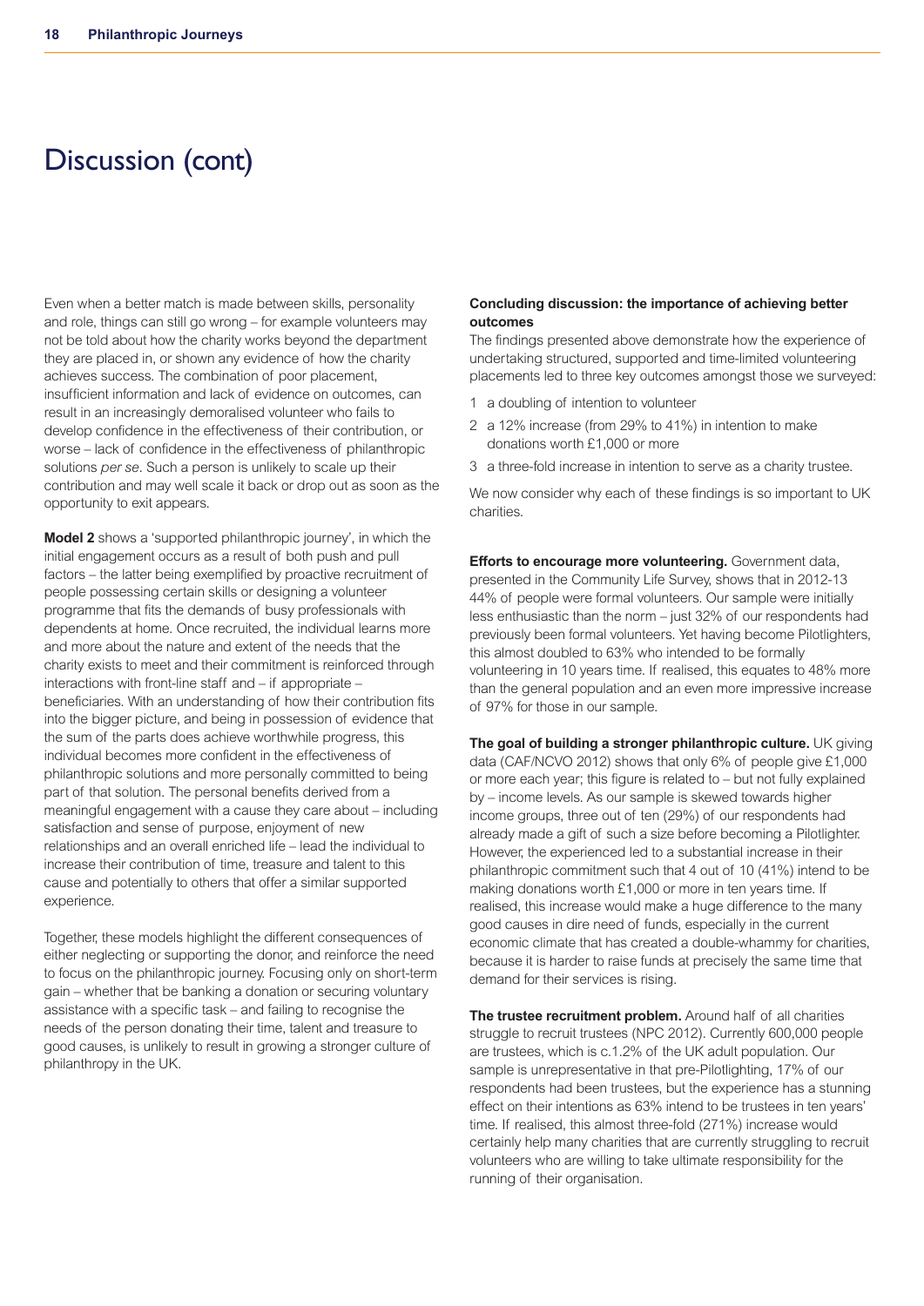# Discussion (cont)

Even when a better match is made between skills, personality and role, things can still go wrong – for example volunteers may not be told about how the charity works beyond the department they are placed in, or shown any evidence of how the charity achieves success. The combination of poor placement, insufficient information and lack of evidence on outcomes, can result in an increasingly demoralised volunteer who fails to develop confidence in the effectiveness of their contribution, or worse – lack of confidence in the effectiveness of philanthropic solutions *per se*. Such a person is unlikely to scale up their contribution and may well scale it back or drop out as soon as the opportunity to exit appears.

**Model 2** shows a 'supported philanthropic journey', in which the initial engagement occurs as a result of both push and pull factors – the latter being exemplified by proactive recruitment of people possessing certain skills or designing a volunteer programme that fits the demands of busy professionals with dependents at home. Once recruited, the individual learns more and more about the nature and extent of the needs that the charity exists to meet and their commitment is reinforced through interactions with front-line staff and – if appropriate – beneficiaries. With an understanding of how their contribution fits into the bigger picture, and being in possession of evidence that the sum of the parts does achieve worthwhile progress, this individual becomes more confident in the effectiveness of philanthropic solutions and more personally committed to being part of that solution. The personal benefits derived from a meaningful engagement with a cause they care about – including satisfaction and sense of purpose, enjoyment of new relationships and an overall enriched life – lead the individual to increase their contribution of time, treasure and talent to this cause and potentially to others that offer a similar supported experience.

Together, these models highlight the different consequences of either neglecting or supporting the donor, and reinforce the need to focus on the philanthropic journey. Focusing only on short-term gain – whether that be banking a donation or securing voluntary assistance with a specific task – and failing to recognise the needs of the person donating their time, talent and treasure to good causes, is unlikely to result in growing a stronger culture of philanthropy in the UK.

**Concluding discussion: the importance of achieving better outcomes**

The findings presented above demonstrate how the experience of undertaking structured, supported and time-limited volunteering placements led to three key outcomes amongst those we surveyed:

1. a doubling of intention to volunteer
2. a 12% increase (from 29% to 41%) in intention to make donations worth £1,000 or more
3. a three-fold increase in intention to serve as a charity trustee.

We now consider why each of these findings is so important to UK charities.

**Efforts to encourage more volunteering.** Government data, presented in the Community Life Survey, shows that in 2012-13 44% of people were formal volunteers. Our sample were initially less enthusiastic than the norm – just 32% of our respondents had previously been formal volunteers. Yet having become Pilotlighters, this almost doubled to 63% who intended to be formally volunteering in 10 years time. If realised, this equates to 48% more than the general population and an even more impressive increase of 97% for those in our sample.

**The goal of building a stronger philanthropic culture.** UK giving data (CAF/NCVO 2012) shows that only 6% of people give £1,000 or more each year; this figure is related to – but not fully explained by – income levels. As our sample is skewed towards higher income groups, three out of ten (29%) of our respondents had already made a gift of such a size before becoming a Pilotlighter. However, the experienced led to a substantial increase in their philanthropic commitment such that 4 out of 10 (41%) intend to be making donations worth £1,000 or more in ten years time. If realised, this increase would make a huge difference to the many good causes in dire need of funds, especially in the current economic climate that has created a double-whammy for charities, because it is harder to raise funds at precisely the same time that demand for their services is rising.

**The trustee recruitment problem.** Around half of all charities struggle to recruit trustees (NPC 2012). Currently 600,000 people are trustees, which is c.1.2% of the UK adult population. Our sample is unrepresentative in that pre-Pilotlighting, 17% of our respondents had been trustees, but the experience has a stunning effect on their intentions as 63% intend to be trustees in ten years' time. If realised, this almost three-fold (271%) increase would certainly help many charities that are currently struggling to recruit volunteers who are willing to take ultimate responsibility for the running of their organisation.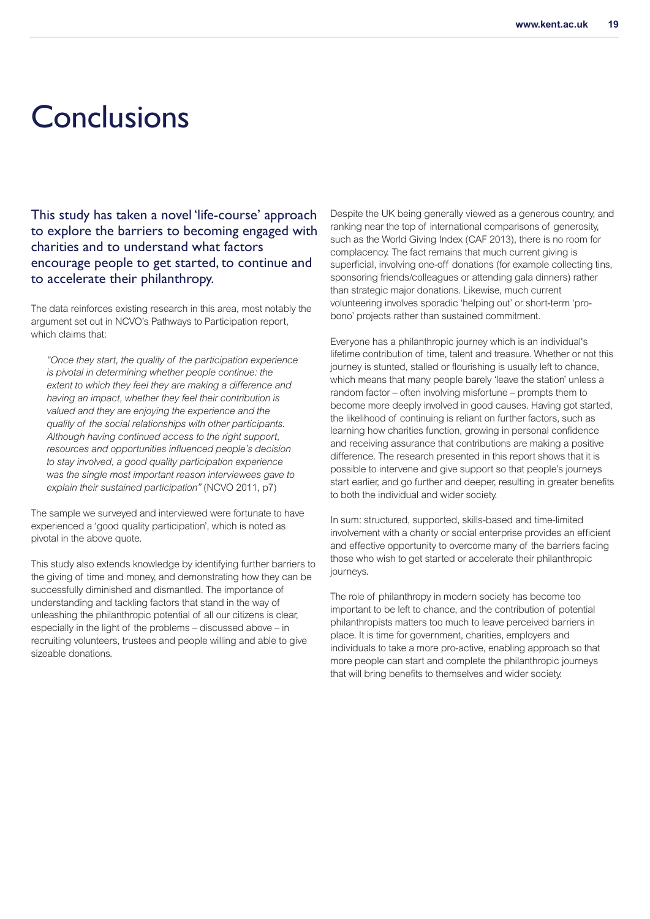# Conclusions

This study has taken a novel 'life-course' approach to explore the barriers to becoming engaged with charities and to understand what factors encourage people to get started, to continue and to accelerate their philanthropy.

The data reinforces existing research in this area, most notably the argument set out in NCVO's Pathways to Participation report, which claims that:

> *"Once they start, the quality of the participation experience is pivotal in determining whether people continue: the extent to which they feel they are making a difference and having an impact, whether they feel their contribution is valued and they are enjoying the experience and the quality of the social relationships with other participants. Although having continued access to the right support, resources and opportunities influenced people's decision to stay involved, a good quality participation experience was the single most important reason interviewees gave to explain their sustained participation"* (NCVO 2011, p7)

The sample we surveyed and interviewed were fortunate to have experienced a 'good quality participation', which is noted as pivotal in the above quote.

This study also extends knowledge by identifying further barriers to the giving of time and money, and demonstrating how they can be successfully diminished and dismantled. The importance of understanding and tackling factors that stand in the way of unleashing the philanthropic potential of all our citizens is clear, especially in the light of the problems – discussed above – in recruiting volunteers, trustees and people willing and able to give sizeable donations.

Despite the UK being generally viewed as a generous country, and ranking near the top of international comparisons of generosity, such as the World Giving Index (CAF 2013), there is no room for complacency. The fact remains that much current giving is superficial, involving one-off donations (for example collecting tins, sponsoring friends/colleagues or attending gala dinners) rather than strategic major donations. Likewise, much current volunteering involves sporadic 'helping out' or short-term 'pro-bono' projects rather than sustained commitment.

Everyone has a philanthropic journey which is an individual's lifetime contribution of time, talent and treasure. Whether or not this journey is stunted, stalled or flourishing is usually left to chance, which means that many people barely 'leave the station' unless a random factor – often involving misfortune – prompts them to become more deeply involved in good causes. Having got started, the likelihood of continuing is reliant on further factors, such as learning how charities function, growing in personal confidence and receiving assurance that contributions are making a positive difference. The research presented in this report shows that it is possible to intervene and give support so that people's journeys start earlier, and go further and deeper, resulting in greater benefits to both the individual and wider society.

In sum: structured, supported, skills-based and time-limited involvement with a charity or social enterprise provides an efficient and effective opportunity to overcome many of the barriers facing those who wish to get started or accelerate their philanthropic journeys.

The role of philanthropy in modern society has become too important to be left to chance, and the contribution of potential philanthropists matters too much to leave perceived barriers in place. It is time for government, charities, employers and individuals to take a more pro-active, enabling approach so that more people can start and complete the philanthropic journeys that will bring benefits to themselves and wider society.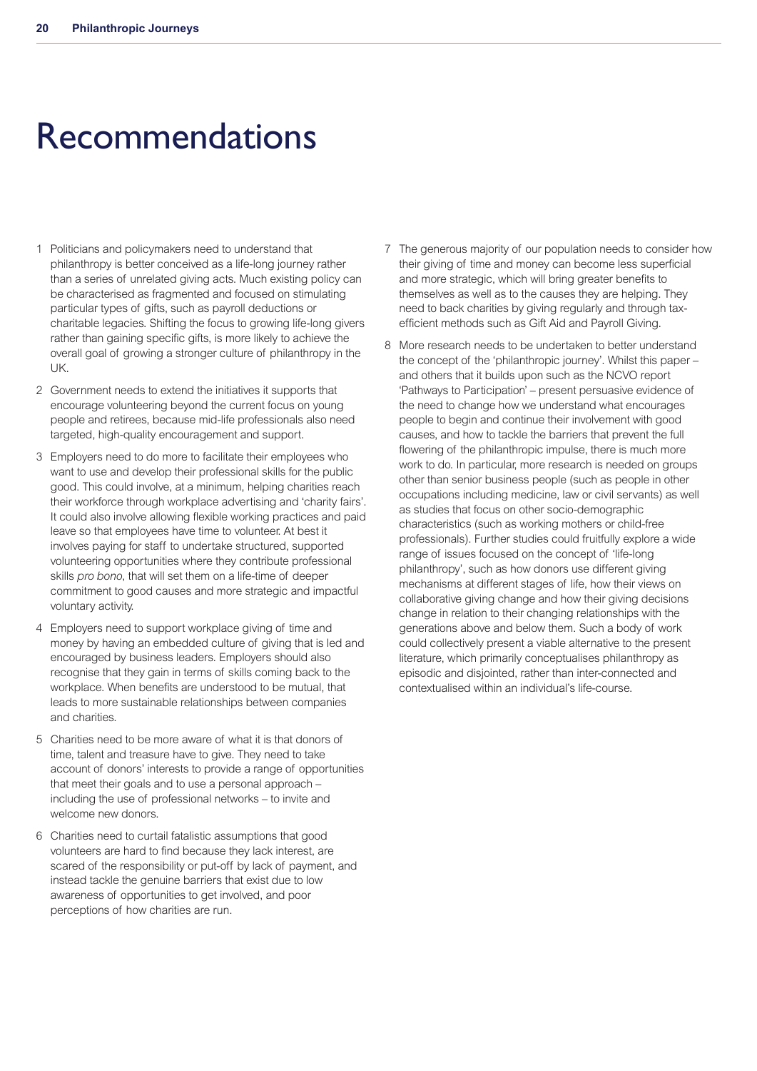# Recommendations

1. Politicians and policymakers need to understand that philanthropy is better conceived as a life-long journey rather than a series of unrelated giving acts. Much existing policy can be characterised as fragmented and focused on stimulating particular types of gifts, such as payroll deductions or charitable legacies. Shifting the focus to growing life-long givers rather than gaining specific gifts, is more likely to achieve the overall goal of growing a stronger culture of philanthropy in the UK.

2. Government needs to extend the initiatives it supports that encourage volunteering beyond the current focus on young people and retirees, because mid-life professionals also need targeted, high-quality encouragement and support.

3. Employers need to do more to facilitate their employees who want to use and develop their professional skills for the public good. This could involve, at a minimum, helping charities reach their workforce through workplace advertising and 'charity fairs'. It could also involve allowing flexible working practices and paid leave so that employees have time to volunteer. At best it involves paying for staff to undertake structured, supported volunteering opportunities where they contribute professional skills *pro bono*, that will set them on a life-time of deeper commitment to good causes and more strategic and impactful voluntary activity.

4. Employers need to support workplace giving of time and money by having an embedded culture of giving that is led and encouraged by business leaders. Employers should also recognise that they gain in terms of skills coming back to the workplace. When benefits are understood to be mutual, that leads to more sustainable relationships between companies and charities.

5. Charities need to be more aware of what it is that donors of time, talent and treasure have to give. They need to take account of donors' interests to provide a range of opportunities that meet their goals and to use a personal approach – including the use of professional networks – to invite and welcome new donors.

6. Charities need to curtail fatalistic assumptions that good volunteers are hard to find because they lack interest, are scared of the responsibility or put-off by lack of payment, and instead tackle the genuine barriers that exist due to low awareness of opportunities to get involved, and poor perceptions of how charities are run.

7. The generous majority of our population needs to consider how their giving of time and money can become less superficial and more strategic, which will bring greater benefits to themselves as well as to the causes they are helping. They need to back charities by giving regularly and through tax-efficient methods such as Gift Aid and Payroll Giving.

8. More research needs to be undertaken to better understand the concept of the 'philanthropic journey'. Whilst this paper – and others that it builds upon such as the NCVO report 'Pathways to Participation' – present persuasive evidence of the need to change how we understand what encourages people to begin and continue their involvement with good causes, and how to tackle the barriers that prevent the full flowering of the philanthropic impulse, there is much more work to do. In particular, more research is needed on groups other than senior business people (such as people in other occupations including medicine, law or civil servants) as well as studies that focus on other socio-demographic characteristics (such as working mothers or child-free professionals). Further studies could fruitfully explore a wide range of issues focused on the concept of 'life-long philanthropy', such as how donors use different giving mechanisms at different stages of life, how their views on collaborative giving change and how their giving decisions change in relation to their changing relationships with the generations above and below them. Such a body of work could collectively present a viable alternative to the present literature, which primarily conceptualises philanthropy as episodic and disjointed, rather than inter-connected and contextualised within an individual's life-course.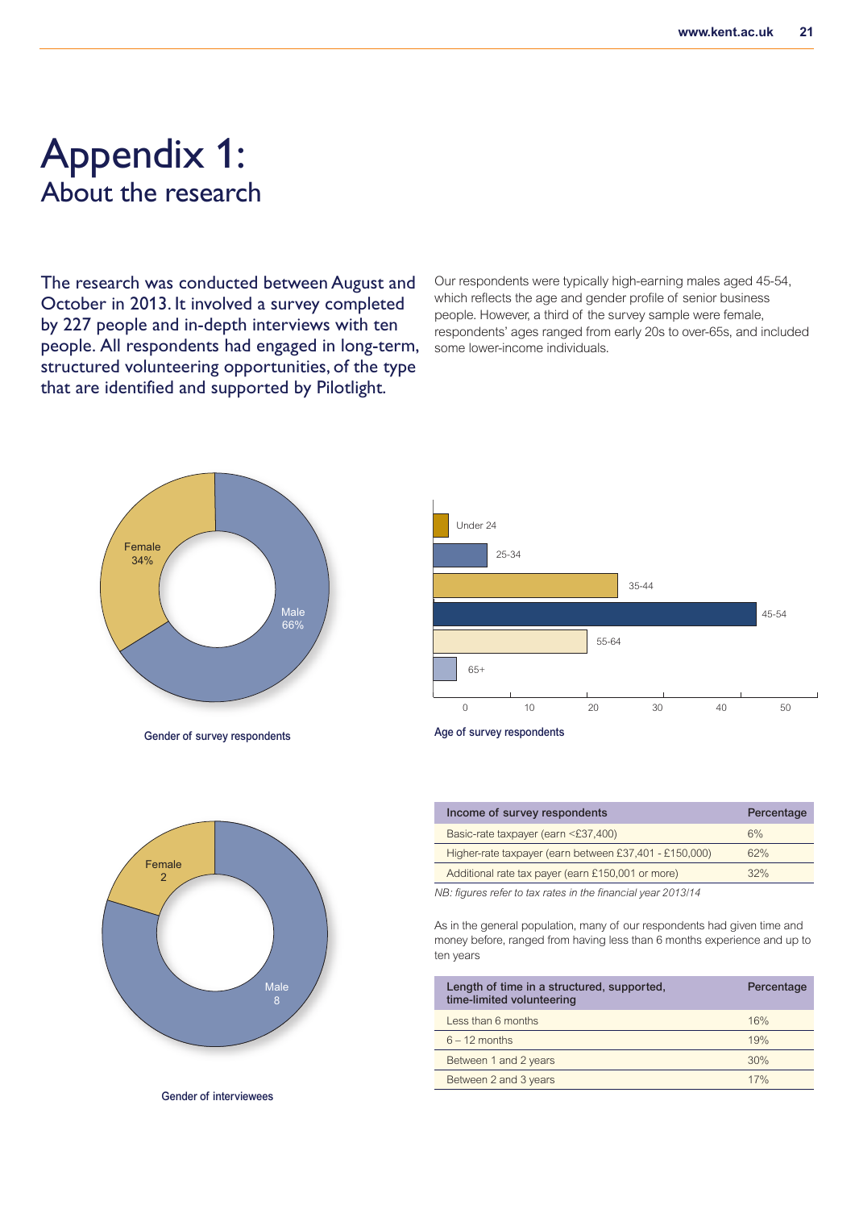# Appendix 1:
## About the research

The research was conducted between August and October in 2013. It involved a survey completed by 227 people and in-depth interviews with ten people. All respondents had engaged in long-term, structured volunteering opportunities, of the type that are identified and supported by Pilotlight.

Our respondents were typically high-earning males aged 45-54, which reflects the age and gender profile of senior business people. However, a third of the survey sample were female, respondents' ages ranged from early 20s to over-65s, and included some lower-income individuals.

Female 34%
Male 66%

Gender of survey respondents

Under 24
25-34
35-44
45-54
55-64
65+

0 10 20 30 40 50

Age of survey respondents

Female 2
Male 8

Gender of interviewees

| Income of survey respondents | Percentage |
|---|---|
| Basic-rate taxpayer (earn <£37,400) | 6% |
| Higher-rate taxpayer (earn between £37,401 - £150,000) | 62% |
| Additional rate tax payer (earn £150,001 or more) | 32% |

*NB: figures refer to tax rates in the financial year 2013/14*

As in the general population, many of our respondents had given time and money before, ranged from having less than 6 months experience and up to ten years

| Length of time in a structured, supported, time-limited volunteering | Percentage |
|---|---|
| Less than 6 months | 16% |
| 6 – 12 months | 19% |
| Between 1 and 2 years | 30% |
| Between 2 and 3 years | 17% |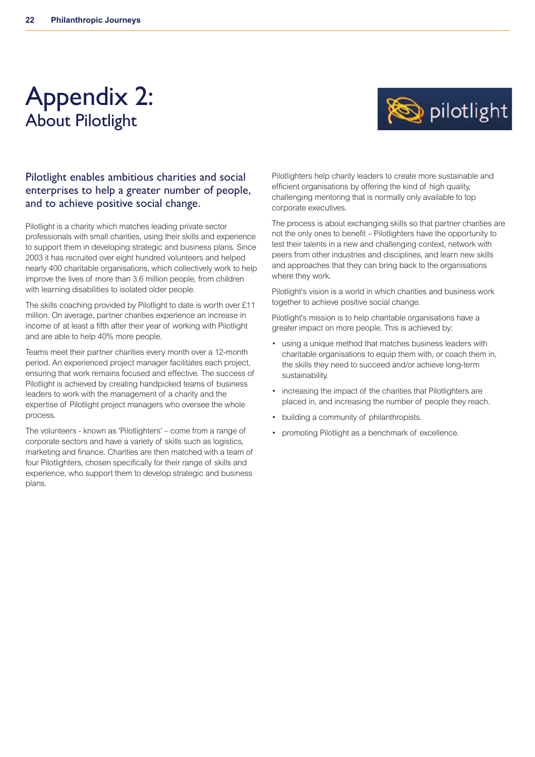# Appendix 2:
## About Pilotlight

### Pilotlight enables ambitious charities and social enterprises to help a greater number of people, and to achieve positive social change.

Pilotlight is a charity which matches leading private sector professionals with small charities, using their skills and experience to support them in developing strategic and business plans. Since 2003 it has recruited over eight hundred volunteers and helped nearly 400 charitable organisations, which collectively work to help improve the lives of more than 3.6 million people, from children with learning disabilities to isolated older people.

The skills coaching provided by Pilotlight to date is worth over £11 million. On average, partner charities experience an increase in income of at least a fifth after their year of working with Pilotlight and are able to help 40% more people.

Teams meet their partner charities every month over a 12-month period. An experienced project manager facilitates each project, ensuring that work remains focused and effective. The success of Pilotlight is achieved by creating handpicked teams of business leaders to work with the management of a charity and the expertise of Pilotlight project managers who oversee the whole process.

The volunteers - known as 'Pilotlighters' – come from a range of corporate sectors and have a variety of skills such as logistics, marketing and finance. Charities are then matched with a team of four Pilotlighters, chosen specifically for their range of skills and experience, who support them to develop strategic and business plans.

Pilotlighters help charity leaders to create more sustainable and efficient organisations by offering the kind of high quality, challenging mentoring that is normally only available to top corporate executives.

The process is about exchanging skills so that partner charities are not the only ones to benefit – Pilotlighters have the opportunity to test their talents in a new and challenging context, network with peers from other industries and disciplines, and learn new skills and approaches that they can bring back to the organisations where they work.

Pilotlight's vision is a world in which charities and business work together to achieve positive social change.

Pilotlight's mission is to help charitable organisations have a greater impact on more people. This is achieved by:

- using a unique method that matches business leaders with charitable organisations to equip them with, or coach them in, the skills they need to succeed and/or achieve long-term sustainability.
- increasing the impact of the charities that Pilotlighters are placed in, and increasing the number of people they reach.
- building a community of philanthropists.
- promoting Pilotlight as a benchmark of excellence.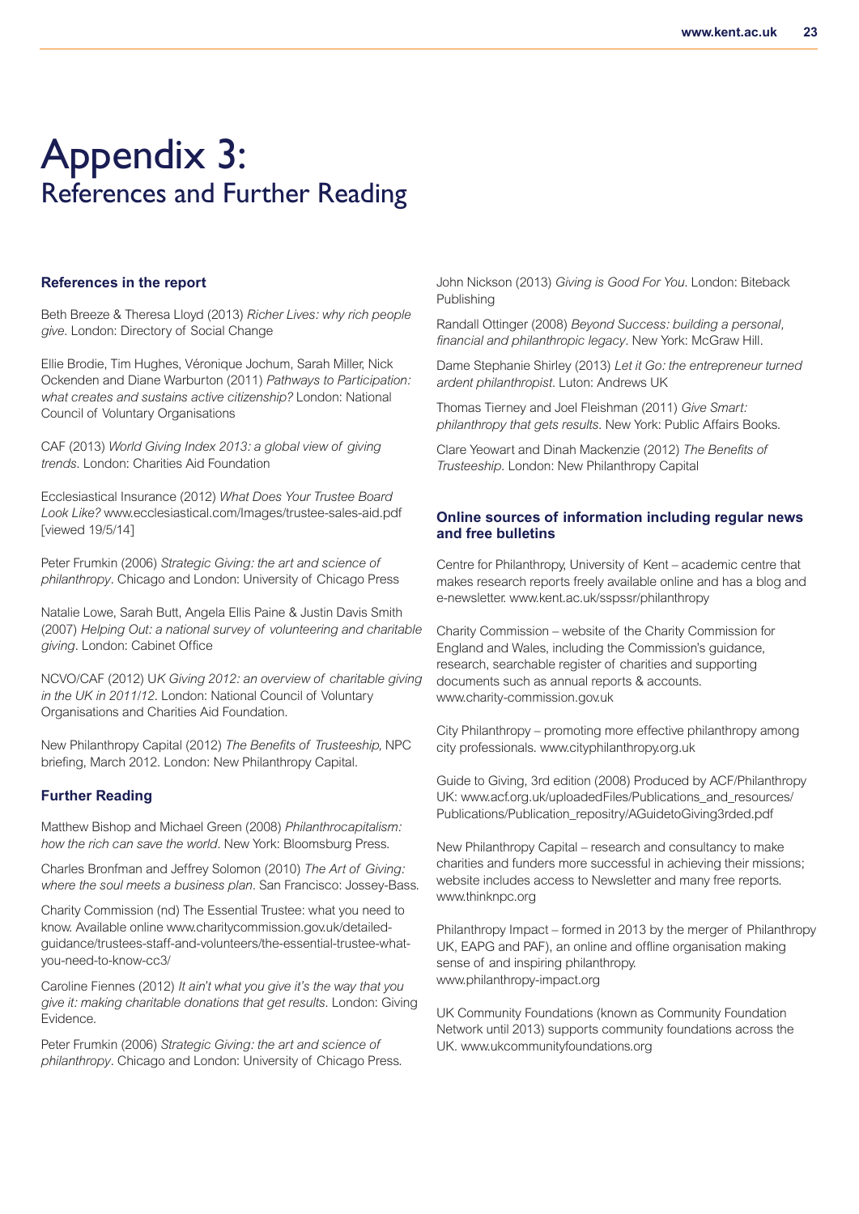# Appendix 3:
## References and Further Reading

### References in the report

Beth Breeze & Theresa Lloyd (2013) *Richer Lives: why rich people give*. London: Directory of Social Change

Ellie Brodie, Tim Hughes, Véronique Jochum, Sarah Miller, Nick Ockenden and Diane Warburton (2011) *Pathways to Participation: what creates and sustains active citizenship?* London: National Council of Voluntary Organisations

CAF (2013) *World Giving Index 2013: a global view of giving trends*. London: Charities Aid Foundation

Ecclesiastical Insurance (2012) *What Does Your Trustee Board Look Like?* www.ecclesiastical.com/Images/trustee-sales-aid.pdf [viewed 19/5/14]

Peter Frumkin (2006) *Strategic Giving: the art and science of philanthropy*. Chicago and London: University of Chicago Press

Natalie Lowe, Sarah Butt, Angela Ellis Paine & Justin Davis Smith (2007) *Helping Out: a national survey of volunteering and charitable giving*. London: Cabinet Office

NCVO/CAF (2012) U*K Giving 2012: an overview of charitable giving in the UK in 2011/12*. London: National Council of Voluntary Organisations and Charities Aid Foundation.

New Philanthropy Capital (2012) *The Benefits of Trusteeship*, NPC briefing, March 2012. London: New Philanthropy Capital.

### Further Reading

Matthew Bishop and Michael Green (2008) *Philanthrocapitalism: how the rich can save the world*. New York: Bloomsburg Press.

Charles Bronfman and Jeffrey Solomon (2010) *The Art of Giving: where the soul meets a business plan*. San Francisco: Jossey-Bass.

Charity Commission (nd) The Essential Trustee: what you need to know. Available online www.charitycommission.gov.uk/detailed-guidance/trustees-staff-and-volunteers/the-essential-trustee-what-you-need-to-know-cc3/

Caroline Fiennes (2012) *It ain't what you give it's the way that you give it: making charitable donations that get results*. London: Giving Evidence.

Peter Frumkin (2006) *Strategic Giving: the art and science of philanthropy*. Chicago and London: University of Chicago Press.

John Nickson (2013) *Giving is Good For You*. London: Biteback Publishing

Randall Ottinger (2008) *Beyond Success: building a personal, financial and philanthropic legacy*. New York: McGraw Hill.

Dame Stephanie Shirley (2013) *Let it Go: the entrepreneur turned ardent philanthropist*. Luton: Andrews UK

Thomas Tierney and Joel Fleishman (2011) *Give Smart: philanthropy that gets results*. New York: Public Affairs Books.

Clare Yeowart and Dinah Mackenzie (2012) *The Benefits of Trusteeship*. London: New Philanthropy Capital

### Online sources of information including regular news and free bulletins

Centre for Philanthropy, University of Kent – academic centre that makes research reports freely available online and has a blog and e-newsletter. www.kent.ac.uk/sspssr/philanthropy

Charity Commission – website of the Charity Commission for England and Wales, including the Commission's guidance, research, searchable register of charities and supporting documents such as annual reports & accounts. www.charity-commission.gov.uk

City Philanthropy – promoting more effective philanthropy among city professionals. www.cityphilanthropy.org.uk

Guide to Giving, 3rd edition (2008) Produced by ACF/Philanthropy UK: www.acf.org.uk/uploadedFiles/Publications_and_resources/Publications/Publication_repositry/AGuidetoGiving3rded.pdf

New Philanthropy Capital – research and consultancy to make charities and funders more successful in achieving their missions; website includes access to Newsletter and many free reports. www.thinknpc.org

Philanthropy Impact – formed in 2013 by the merger of Philanthropy UK, EAPG and PAF), an online and offline organisation making sense of and inspiring philanthropy. www.philanthropy-impact.org

UK Community Foundations (known as Community Foundation Network until 2013) supports community foundations across the UK. www.ukcommunityfoundations.org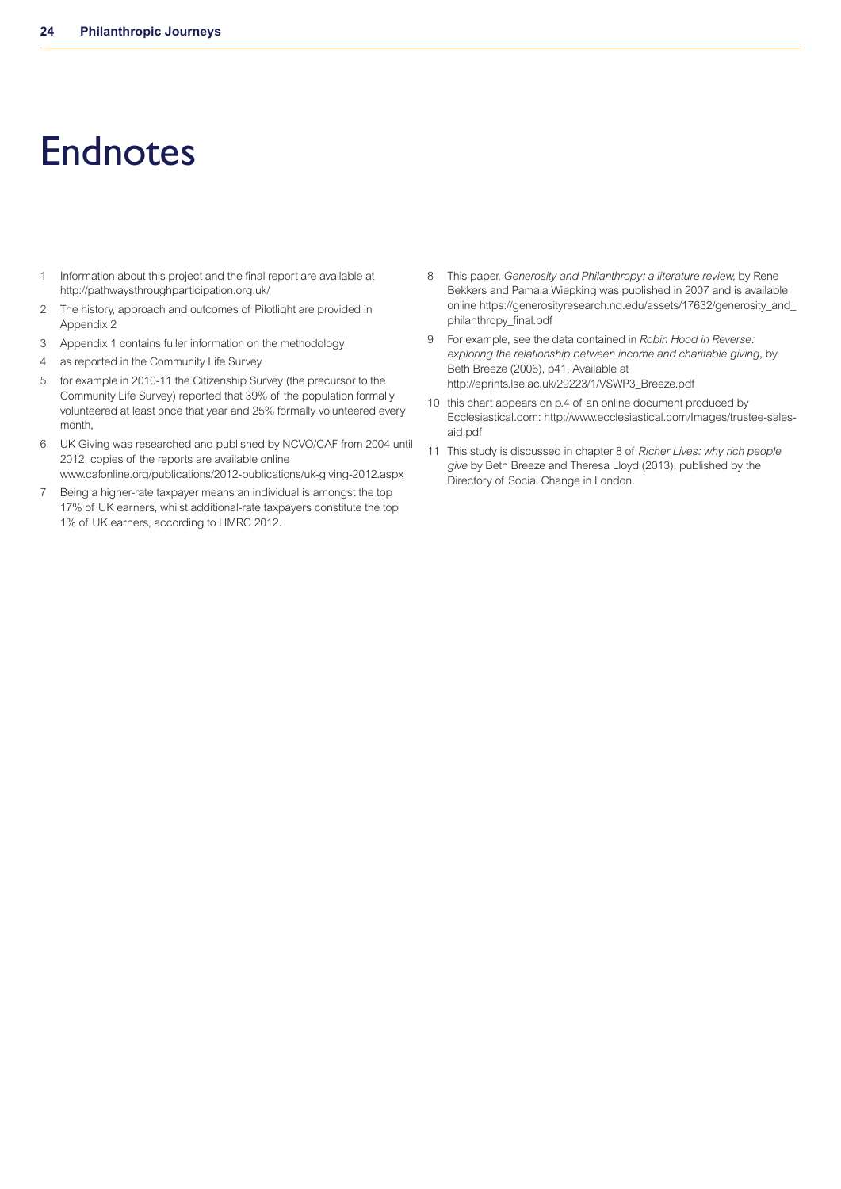# Endnotes

1. Information about this project and the final report are available at http://pathwaysthroughparticipation.org.uk/
2. The history, approach and outcomes of Pilotlight are provided in Appendix 2
3. Appendix 1 contains fuller information on the methodology
4. as reported in the Community Life Survey
5. for example in 2010-11 the Citizenship Survey (the precursor to the Community Life Survey) reported that 39% of the population formally volunteered at least once that year and 25% formally volunteered every month,
6. UK Giving was researched and published by NCVO/CAF from 2004 until 2012, copies of the reports are available online www.cafonline.org/publications/2012-publications/uk-giving-2012.aspx
7. Being a higher-rate taxpayer means an individual is amongst the top 17% of UK earners, whilst additional-rate taxpayers constitute the top 1% of UK earners, according to HMRC 2012.
8. This paper, *Generosity and Philanthropy: a literature review,* by Rene Bekkers and Pamala Wiepking was published in 2007 and is available online https://generosityresearch.nd.edu/assets/17632/generosity_and_philanthropy_final.pdf
9. For example, see the data contained in *Robin Hood in Reverse: exploring the relationship between income and charitable giving*, by Beth Breeze (2006), p41. Available at http://eprints.lse.ac.uk/29223/1/VSWP3_Breeze.pdf
10. this chart appears on p.4 of an online document produced by Ecclesiastical.com: http://www.ecclesiastical.com/Images/trustee-sales-aid.pdf
11. This study is discussed in chapter 8 of *Richer Lives: why rich people give* by Beth Breeze and Theresa Lloyd (2013), published by the Directory of Social Change in London.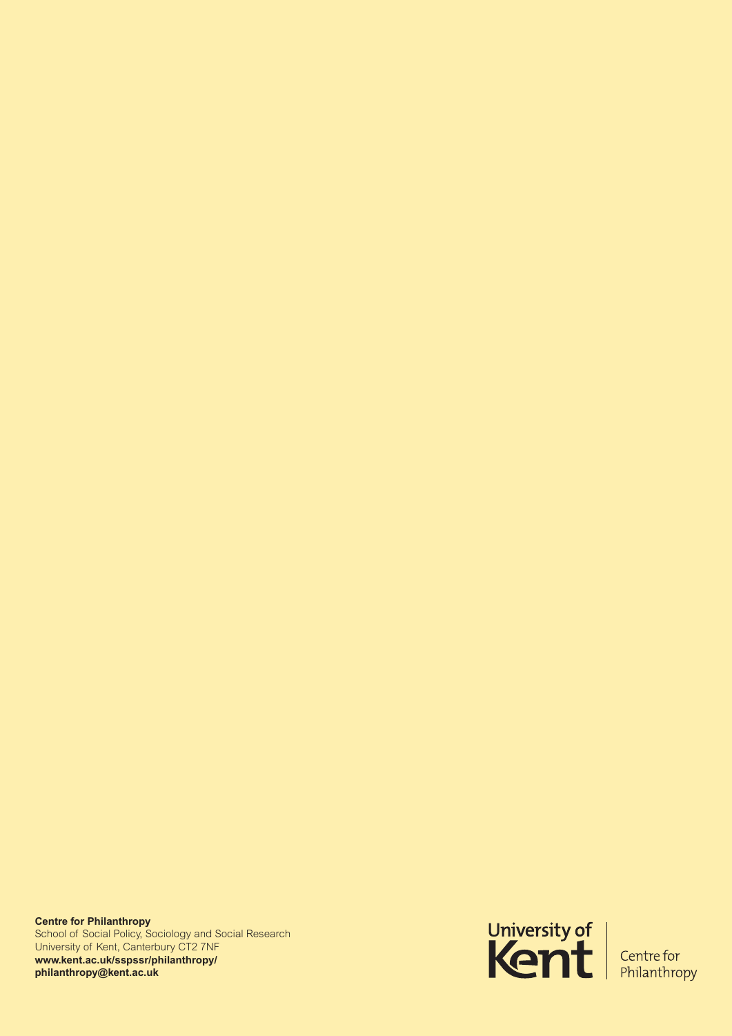**Centre for Philanthropy**
School of Social Policy, Sociology and Social Research
University of Kent, Canterbury CT2 7NF
**www.kent.ac.uk/sspssr/philanthropy/**
**philanthropy@kent.ac.uk**

University of Kent | Centre for Philanthropy